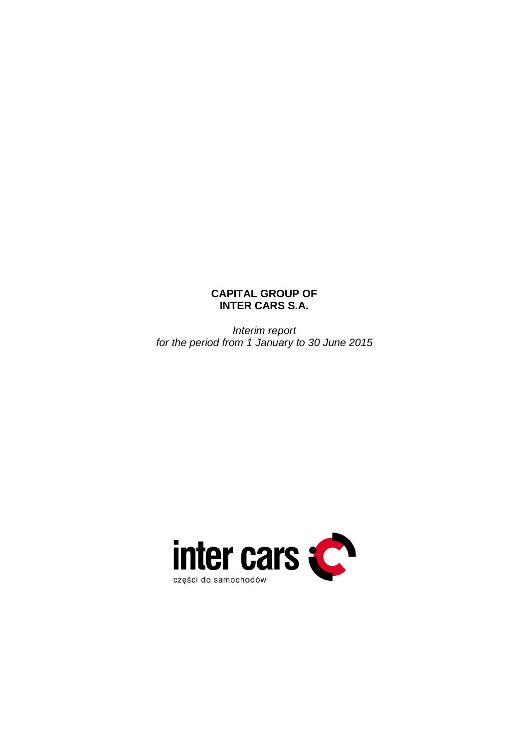**CAPITAL GROUP OF**
**INTER CARS S.A.**

*Interim report*
*for the period from 1 January to 30 June 2015*

inter cars
części do samochodów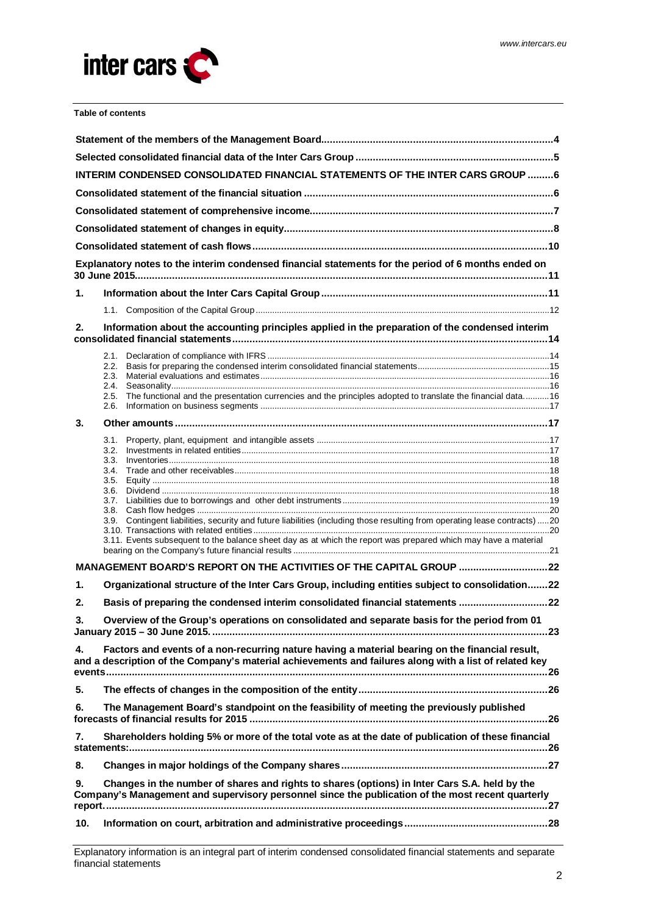**Table of contents**

Statement of the members of the Management Board....4

Selected consolidated financial data of the Inter Cars Group....5

INTERIM CONDENSED CONSOLIDATED FINANCIAL STATEMENTS OF THE INTER CARS GROUP....6

Consolidated statement of the financial situation....6

Consolidated statement of comprehensive income....7

Consolidated statement of changes in equity....8

Consolidated statement of cash flows....10

Explanatory notes to the interim condensed financial statements for the period of 6 months ended on 30 June 2015....11

1. Information about the Inter Cars Capital Group....11
   - 1.1. Composition of the Capital Group....12
2. Information about the accounting principles applied in the preparation of the condensed interim consolidated financial statements....14
   - 2.1. Declaration of compliance with IFRS....14
   - 2.2. Basis for preparing the condensed interim consolidated financial statements....15
   - 2.3. Material evaluations and estimates....16
   - 2.4. Seasonality....16
   - 2.5. The functional and the presentation currencies and the principles adopted to translate the financial data....16
   - 2.6. Information on business segments....17
3. Other amounts....17
   - 3.1. Property, plant, equipment and intangible assets....17
   - 3.2. Investments in related entities....17
   - 3.3. Inventories....18
   - 3.4. Trade and other receivables....18
   - 3.5. Equity....18
   - 3.6. Dividend....18
   - 3.7. Liabilities due to borrowings and other debt instruments....19
   - 3.8. Cash flow hedges....20
   - 3.9. Contingent liabilities, security and future liabilities (including those resulting from operating lease contracts)....20
   - 3.10. Transactions with related entities....20
   - 3.11. Events subsequent to the balance sheet day as at which the report was prepared which may have a material bearing on the Company's future financial results....21

MANAGEMENT BOARD'S REPORT ON THE ACTIVITIES OF THE CAPITAL GROUP....22

1. Organizational structure of the Inter Cars Group, including entities subject to consolidation....22
2. Basis of preparing the condensed interim consolidated financial statements....22
3. Overview of the Group's operations on consolidated and separate basis for the period from 01 January 2015 – 30 June 2015....23
4. Factors and events of a non-recurring nature having a material bearing on the financial result, and a description of the Company's material achievements and failures along with a list of related key events....26
5. The effects of changes in the composition of the entity....26
6. The Management Board's standpoint on the feasibility of meeting the previously published forecasts of financial results for 2015....26
7. Shareholders holding 5% or more of the total vote as at the date of publication of these financial statements:....26
8. Changes in major holdings of the Company shares....27
9. Changes in the number of shares and rights to shares (options) in Inter Cars S.A. held by the Company's Management and supervisory personnel since the publication of the most recent quarterly report....27
10. Information on court, arbitration and administrative proceedings....28

Explanatory information is an integral part of interim condensed consolidated financial statements and separate financial statements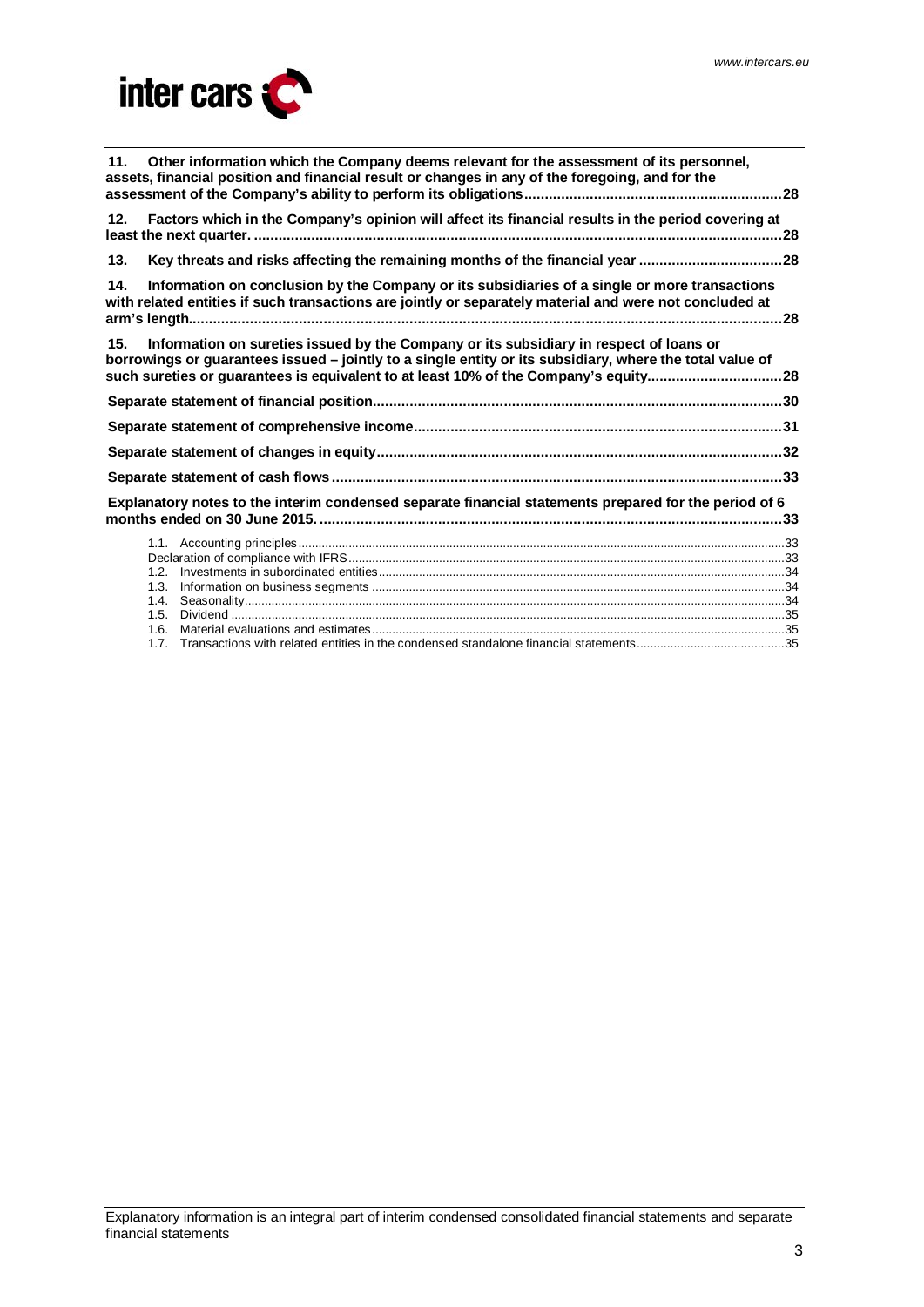**11. Other information which the Company deems relevant for the assessment of its personnel, assets, financial position and financial result or changes in any of the foregoing, and for the assessment of the Company's ability to perform its obligations....28**

**12. Factors which in the Company's opinion will affect its financial results in the period covering at least the next quarter. ....28**

**13. Key threats and risks affecting the remaining months of the financial year ....28**

**14. Information on conclusion by the Company or its subsidiaries of a single or more transactions with related entities if such transactions are jointly or separately material and were not concluded at arm's length....28**

**15. Information on sureties issued by the Company or its subsidiary in respect of loans or borrowings or guarantees issued – jointly to a single entity or its subsidiary, where the total value of such sureties or guarantees is equivalent to at least 10% of the Company's equity....28**

**Separate statement of financial position....30**

**Separate statement of comprehensive income....31**

**Separate statement of changes in equity....32**

**Separate statement of cash flows....33**

**Explanatory notes to the interim condensed separate financial statements prepared for the period of 6 months ended on 30 June 2015. ....33**

- 1.1. Accounting principles....33
- Declaration of compliance with IFRS....33
- 1.2. Investments in subordinated entities....34
- 1.3. Information on business segments ....34
- 1.4. Seasonality....34
- 1.5. Dividend ....35
- 1.6. Material evaluations and estimates....35
- 1.7. Transactions with related entities in the condensed standalone financial statements....35

Explanatory information is an integral part of interim condensed consolidated financial statements and separate financial statements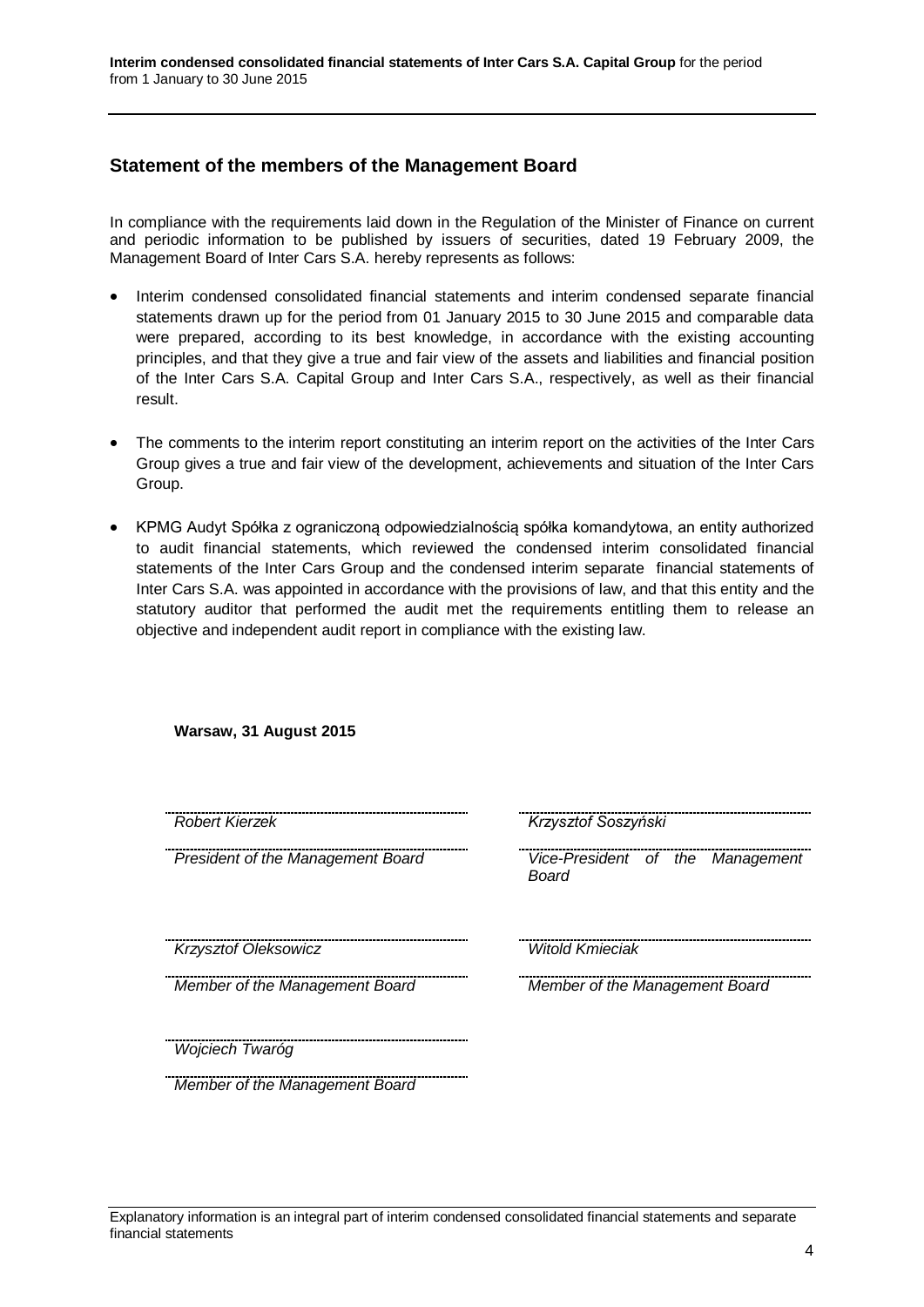## Statement of the members of the Management Board

In compliance with the requirements laid down in the Regulation of the Minister of Finance on current and periodic information to be published by issuers of securities, dated 19 February 2009, the Management Board of Inter Cars S.A. hereby represents as follows:

- Interim condensed consolidated financial statements and interim condensed separate financial statements drawn up for the period from 01 January 2015 to 30 June 2015 and comparable data were prepared, according to its best knowledge, in accordance with the existing accounting principles, and that they give a true and fair view of the assets and liabilities and financial position of the Inter Cars S.A. Capital Group and Inter Cars S.A., respectively, as well as their financial result.

- The comments to the interim report constituting an interim report on the activities of the Inter Cars Group gives a true and fair view of the development, achievements and situation of the Inter Cars Group.

- KPMG Audyt Spółka z ograniczoną odpowiedzialnością spółka komandytowa, an entity authorized to audit financial statements, which reviewed the condensed interim consolidated financial statements of the Inter Cars Group and the condensed interim separate financial statements of Inter Cars S.A. was appointed in accordance with the provisions of law, and that this entity and the statutory auditor that performed the audit met the requirements entitling them to release an objective and independent audit report in compliance with the existing law.

**Warsaw, 31 August 2015**

| | |
|---|---|
| *Robert Kierzek* | *Krzysztof Soszyński* |
| *President of the Management Board* | *Vice-President of the Management Board* |
| *Krzysztof Oleksowicz* | *Witold Kmieciak* |
| *Member of the Management Board* | *Member of the Management Board* |
| *Wojciech Twaróg* | |
| *Member of the Management Board* | |

Explanatory information is an integral part of interim condensed consolidated financial statements and separate financial statements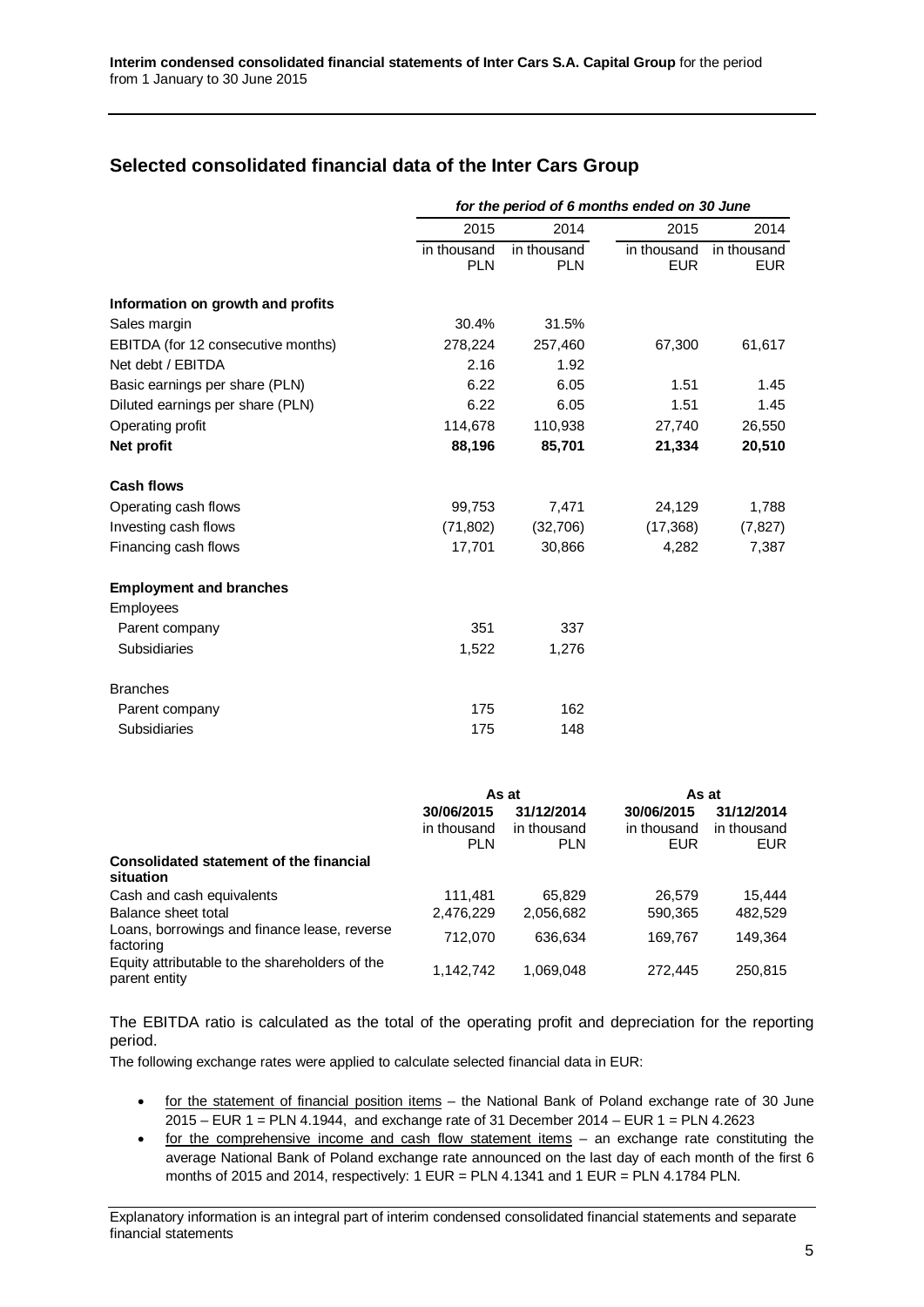## Selected consolidated financial data of the Inter Cars Group

| | *for the period of 6 months ended on 30 June* | | | |
|---|---|---|---|---|
| | 2015 | 2014 | 2015 | 2014 |
| | in thousand PLN | in thousand PLN | in thousand EUR | in thousand EUR |
| **Information on growth and profits** | | | | |
| Sales margin | 30.4% | 31.5% | | |
| EBITDA (for 12 consecutive months) | 278,224 | 257,460 | 67,300 | 61,617 |
| Net debt / EBITDA | 2.16 | 1.92 | | |
| Basic earnings per share (PLN) | 6.22 | 6.05 | 1.51 | 1.45 |
| Diluted earnings per share (PLN) | 6.22 | 6.05 | 1.51 | 1.45 |
| Operating profit | 114,678 | 110,938 | 27,740 | 26,550 |
| **Net profit** | **88,196** | **85,701** | **21,334** | **20,510** |
| **Cash flows** | | | | |
| Operating cash flows | 99,753 | 7,471 | 24,129 | 1,788 |
| Investing cash flows | (71,802) | (32,706) | (17,368) | (7,827) |
| Financing cash flows | 17,701 | 30,866 | 4,282 | 7,387 |
| **Employment and branches** | | | | |
| Employees | | | | |
| Parent company | 351 | 337 | | |
| Subsidiaries | 1,522 | 1,276 | | |
| Branches | | | | |
| Parent company | 175 | 162 | | |
| Subsidiaries | 175 | 148 | | |

| | As at | | As at | |
|---|---|---|---|---|
| | **30/06/2015** in thousand PLN | **31/12/2014** in thousand PLN | **30/06/2015** in thousand EUR | **31/12/2014** in thousand EUR |
| **Consolidated statement of the financial situation** | | | | |
| Cash and cash equivalents | 111,481 | 65,829 | 26,579 | 15,444 |
| Balance sheet total | 2,476,229 | 2,056,682 | 590,365 | 482,529 |
| Loans, borrowings and finance lease, reverse factoring | 712,070 | 636,634 | 169,767 | 149,364 |
| Equity attributable to the shareholders of the parent entity | 1,142,742 | 1,069,048 | 272,445 | 250,815 |

The EBITDA ratio is calculated as the total of the operating profit and depreciation for the reporting period.

The following exchange rates were applied to calculate selected financial data in EUR:

- for the statement of financial position items – the National Bank of Poland exchange rate of 30 June 2015 – EUR 1 = PLN 4.1944, and exchange rate of 31 December 2014 – EUR 1 = PLN 4.2623
- for the comprehensive income and cash flow statement items – an exchange rate constituting the average National Bank of Poland exchange rate announced on the last day of each month of the first 6 months of 2015 and 2014, respectively: 1 EUR = PLN 4.1341 and 1 EUR = PLN 4.1784 PLN.

Explanatory information is an integral part of interim condensed consolidated financial statements and separate financial statements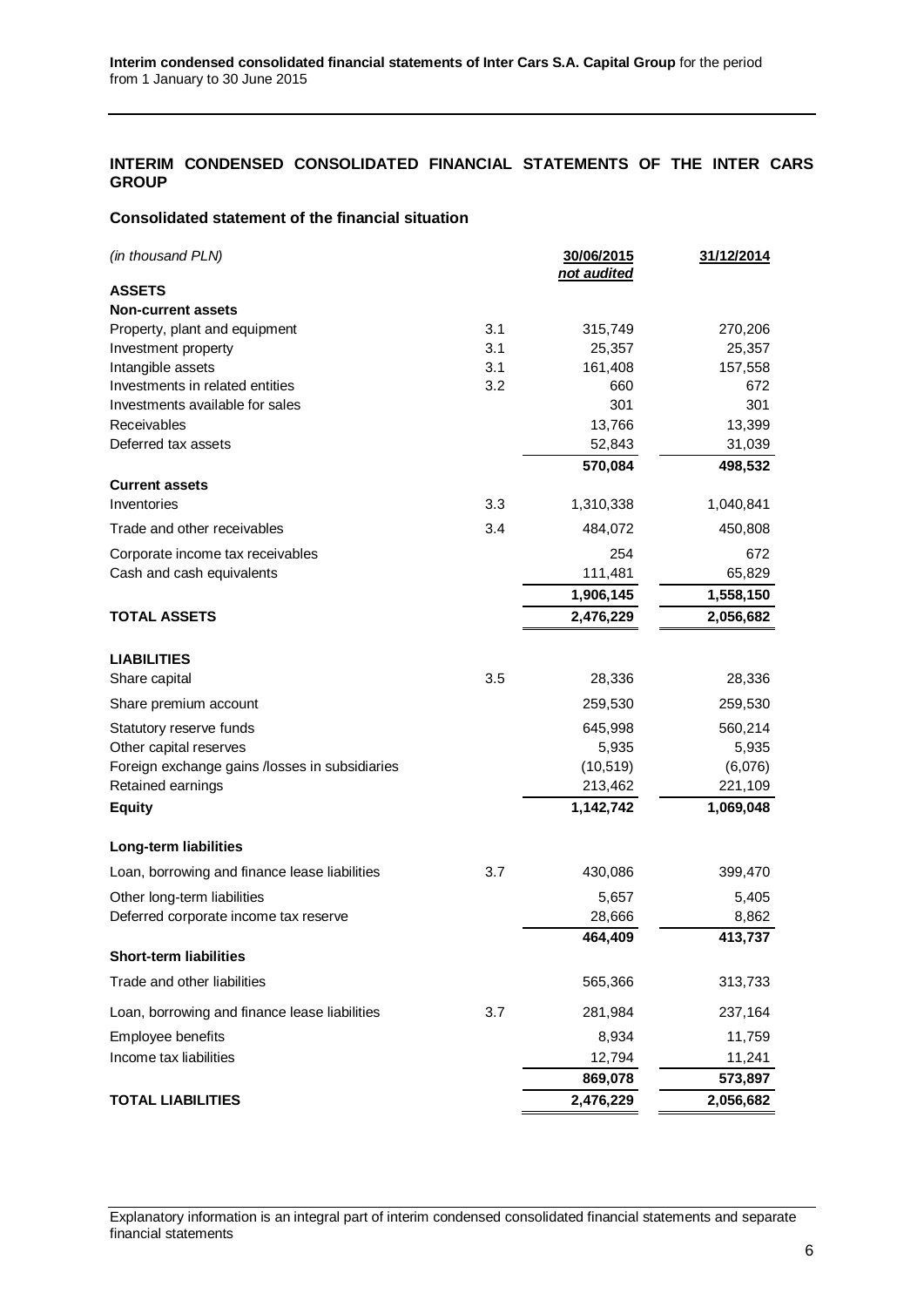## INTERIM CONDENSED CONSOLIDATED FINANCIAL STATEMENTS OF THE INTER CARS GROUP

### Consolidated statement of the financial situation

| *(in thousand PLN)* | | 30/06/2015 *not audited* | 31/12/2014 |
|---|---|---|---|
| **ASSETS** | | | |
| **Non-current assets** | | | |
| Property, plant and equipment | 3.1 | 315,749 | 270,206 |
| Investment property | 3.1 | 25,357 | 25,357 |
| Intangible assets | 3.1 | 161,408 | 157,558 |
| Investments in related entities | 3.2 | 660 | 672 |
| Investments available for sales | | 301 | 301 |
| Receivables | | 13,766 | 13,399 |
| Deferred tax assets | | 52,843 | 31,039 |
| | | **570,084** | **498,532** |
| **Current assets** | | | |
| Inventories | 3.3 | 1,310,338 | 1,040,841 |
| Trade and other receivables | 3.4 | 484,072 | 450,808 |
| Corporate income tax receivables | | 254 | 672 |
| Cash and cash equivalents | | 111,481 | 65,829 |
| | | **1,906,145** | **1,558,150** |
| **TOTAL ASSETS** | | **2,476,229** | **2,056,682** |
| | | | |
| **LIABILITIES** | | | |
| Share capital | 3.5 | 28,336 | 28,336 |
| Share premium account | | 259,530 | 259,530 |
| Statutory reserve funds | | 645,998 | 560,214 |
| Other capital reserves | | 5,935 | 5,935 |
| Foreign exchange gains /losses in subsidiaries | | (10,519) | (6,076) |
| Retained earnings | | 213,462 | 221,109 |
| **Equity** | | **1,142,742** | **1,069,048** |
| | | | |
| **Long-term liabilities** | | | |
| Loan, borrowing and finance lease liabilities | 3.7 | 430,086 | 399,470 |
| Other long-term liabilities | | 5,657 | 5,405 |
| Deferred corporate income tax reserve | | 28,666 | 8,862 |
| | | **464,409** | **413,737** |
| **Short-term liabilities** | | | |
| Trade and other liabilities | | 565,366 | 313,733 |
| Loan, borrowing and finance lease liabilities | 3.7 | 281,984 | 237,164 |
| Employee benefits | | 8,934 | 11,759 |
| Income tax liabilities | | 12,794 | 11,241 |
| | | **869,078** | **573,897** |
| **TOTAL LIABILITIES** | | **2,476,229** | **2,056,682** |

Explanatory information is an integral part of interim condensed consolidated financial statements and separate financial statements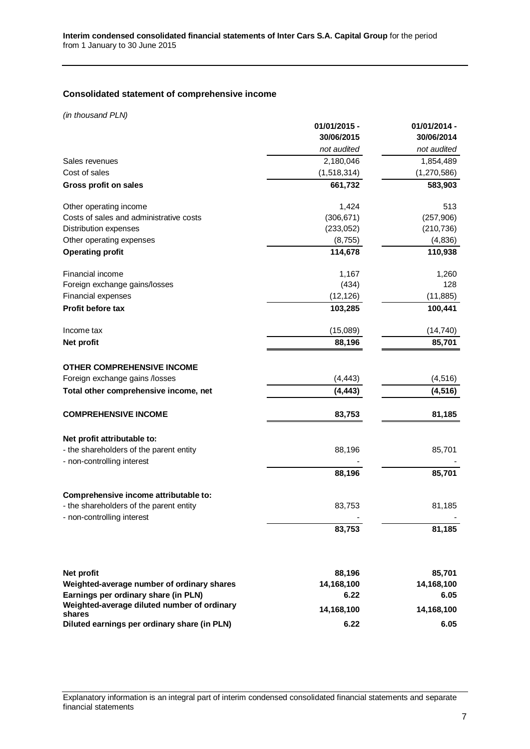## Consolidated statement of comprehensive income

*(in thousand PLN)*

| | 01/01/2015 - 30/06/2015 | 01/01/2014 - 30/06/2014 |
|---|---|---|
| | *not audited* | *not audited* |
| Sales revenues | 2,180,046 | 1,854,489 |
| Cost of sales | (1,518,314) | (1,270,586) |
| **Gross profit on sales** | **661,732** | **583,903** |
| | | |
| Other operating income | 1,424 | 513 |
| Costs of sales and administrative costs | (306,671) | (257,906) |
| Distribution expenses | (233,052) | (210,736) |
| Other operating expenses | (8,755) | (4,836) |
| **Operating profit** | **114,678** | **110,938** |
| | | |
| Financial income | 1,167 | 1,260 |
| Foreign exchange gains/losses | (434) | 128 |
| Financial expenses | (12,126) | (11,885) |
| **Profit before tax** | **103,285** | **100,441** |
| | | |
| Income tax | (15,089) | (14,740) |
| **Net profit** | **88,196** | **85,701** |
| | | |
| **OTHER COMPREHENSIVE INCOME** | | |
| Foreign exchange gains /losses | (4,443) | (4,516) |
| **Total other comprehensive income, net** | **(4,443)** | **(4,516)** |
| | | |
| **COMPREHENSIVE INCOME** | **83,753** | **81,185** |
| | | |
| **Net profit attributable to:** | | |
| - the shareholders of the parent entity | 88,196 | 85,701 |
| - non-controlling interest | - | - |
| | **88,196** | **85,701** |
| | | |
| **Comprehensive income attributable to:** | | |
| - the shareholders of the parent entity | 83,753 | 81,185 |
| - non-controlling interest | - | - |
| | **83,753** | **81,185** |
| | | |
| **Net profit** | **88,196** | **85,701** |
| **Weighted-average number of ordinary shares** | **14,168,100** | **14,168,100** |
| **Earnings per ordinary share (in PLN)** | **6.22** | **6.05** |
| **Weighted-average diluted number of ordinary shares** | **14,168,100** | **14,168,100** |
| **Diluted earnings per ordinary share (in PLN)** | **6.22** | **6.05** |

Explanatory information is an integral part of interim condensed consolidated financial statements and separate financial statements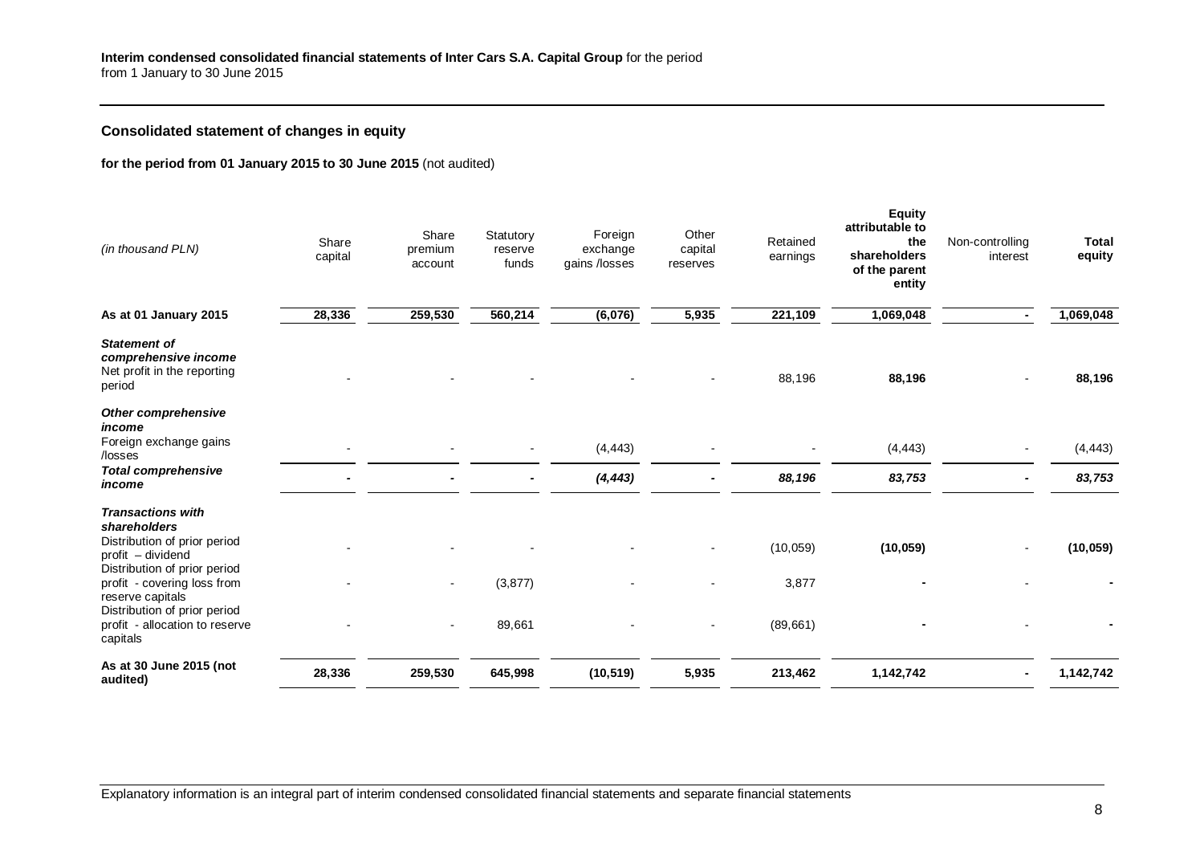## Consolidated statement of changes in equity

**for the period from 01 January 2015 to 30 June 2015** (not audited)

| *(in thousand PLN)* | Share capital | Share premium account | Statutory reserve funds | Foreign exchange gains /losses | Other capital reserves | Retained earnings | **Equity attributable to the shareholders of the parent entity** | Non-controlling interest | **Total equity** |
|---|---|---|---|---|---|---|---|---|---|
| **As at 01 January 2015** | **28,336** | **259,530** | **560,214** | **(6,076)** | **5,935** | **221,109** | **1,069,048** | **-** | **1,069,048** |
| ***Statement of comprehensive income*** | | | | | | | | | |
| Net profit in the reporting period | - | - | - | - | - | 88,196 | **88,196** | - | **88,196** |
| ***Other comprehensive income*** | | | | | | | | | |
| Foreign exchange gains /losses | - | - | - | (4,443) | - | - | (4,443) | - | (4,443) |
| ***Total comprehensive income*** | **-** | **-** | **-** | ***(4,443)*** | **-** | ***88,196*** | ***83,753*** | **-** | ***83,753*** |
| ***Transactions with shareholders*** | | | | | | | | | |
| Distribution of prior period profit – dividend | - | - | - | - | - | (10,059) | **(10,059)** | - | **(10,059)** |
| Distribution of prior period profit - covering loss from reserve capitals | - | - | (3,877) | - | - | 3,877 | **-** | - | **-** |
| Distribution of prior period profit - allocation to reserve capitals | - | - | 89,661 | - | - | (89,661) | **-** | - | **-** |
| **As at 30 June 2015 (not audited)** | **28,336** | **259,530** | **645,998** | **(10,519)** | **5,935** | **213,462** | **1,142,742** | **-** | **1,142,742** |

Explanatory information is an integral part of interim condensed consolidated financial statements and separate financial statements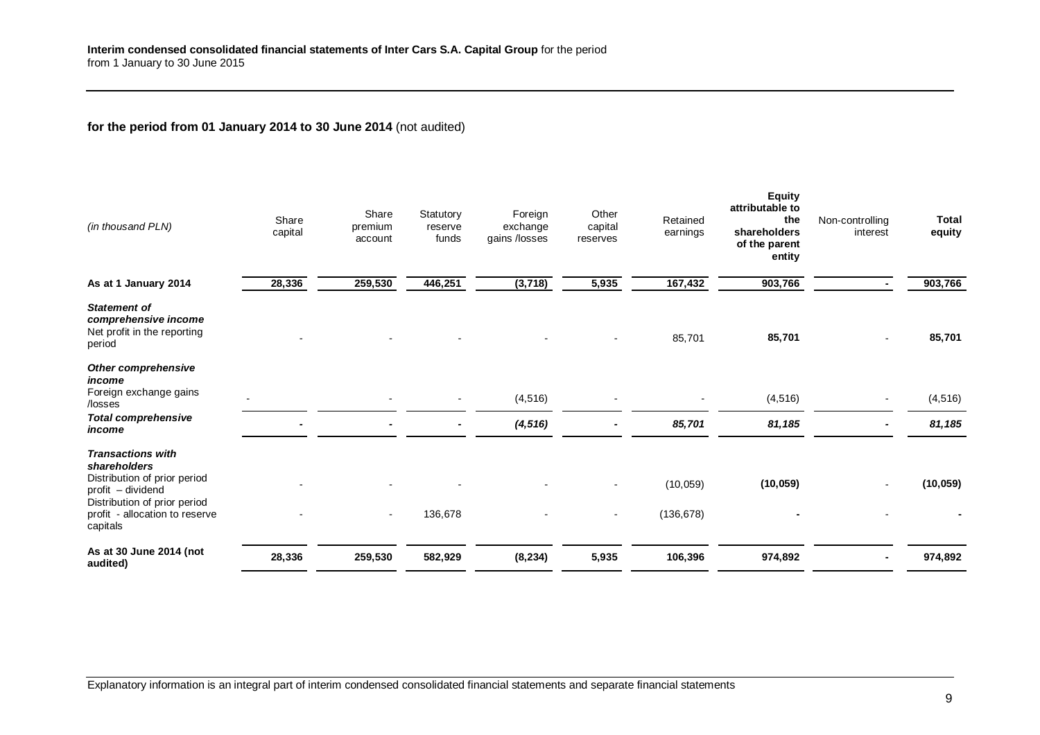**for the period from 01 January 2014 to 30 June 2014** (not audited)

| *(in thousand PLN)* | Share capital | Share premium account | Statutory reserve funds | Foreign exchange gains /losses | Other capital reserves | Retained earnings | **Equity attributable to the shareholders of the parent entity** | Non-controlling interest | **Total equity** |
|---|---|---|---|---|---|---|---|---|---|
| **As at 1 January 2014** | **28,336** | **259,530** | **446,251** | **(3,718)** | **5,935** | **167,432** | **903,766** | **-** | **903,766** |
| ***Statement of comprehensive income*** | | | | | | | | | |
| Net profit in the reporting period | - | - | - | - | - | 85,701 | **85,701** | - | **85,701** |
| ***Other comprehensive income*** | | | | | | | | | |
| Foreign exchange gains /losses | - | - | - | (4,516) | - | - | (4,516) | - | (4,516) |
| ***Total comprehensive income*** | **-** | **-** | **-** | ***(4,516)*** | **-** | ***85,701*** | ***81,185*** | **-** | ***81,185*** |
| ***Transactions with shareholders*** | | | | | | | | | |
| Distribution of prior period profit – dividend | - | - | - | - | - | (10,059) | **(10,059)** | - | **(10,059)** |
| Distribution of prior period profit - allocation to reserve capitals | - | - | 136,678 | - | - | (136,678) | **-** | - | **-** |
| **As at 30 June 2014 (not audited)** | **28,336** | **259,530** | **582,929** | **(8,234)** | **5,935** | **106,396** | **974,892** | **-** | **974,892** |

Explanatory information is an integral part of interim condensed consolidated financial statements and separate financial statements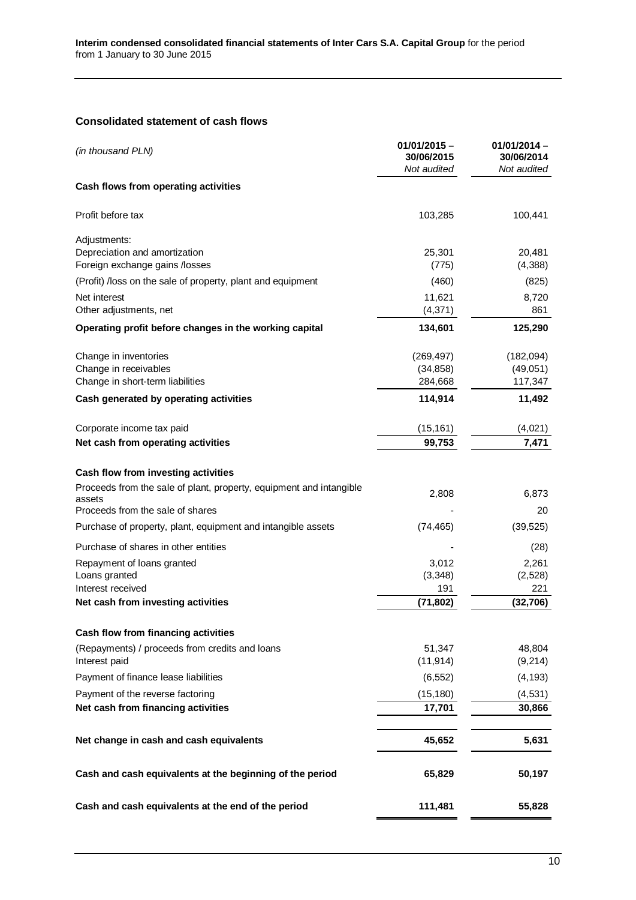## Consolidated statement of cash flows

| *(in thousand PLN)* | 01/01/2015 – 30/06/2015 *Not audited* | 01/01/2014 – 30/06/2014 *Not audited* |
|---|---|---|
| **Cash flows from operating activities** | | |
| Profit before tax | 103,285 | 100,441 |
| Adjustments: | | |
| Depreciation and amortization | 25,301 | 20,481 |
| Foreign exchange gains /losses | (775) | (4,388) |
| (Profit) /loss on the sale of property, plant and equipment | (460) | (825) |
| Net interest | 11,621 | 8,720 |
| Other adjustments, net | (4,371) | 861 |
| **Operating profit before changes in the working capital** | **134,601** | **125,290** |
| Change in inventories | (269,497) | (182,094) |
| Change in receivables | (34,858) | (49,051) |
| Change in short-term liabilities | 284,668 | 117,347 |
| **Cash generated by operating activities** | **114,914** | **11,492** |
| Corporate income tax paid | (15,161) | (4,021) |
| **Net cash from operating activities** | **99,753** | **7,471** |
| **Cash flow from investing activities** | | |
| Proceeds from the sale of plant, property, equipment and intangible assets | 2,808 | 6,873 |
| Proceeds from the sale of shares | - | 20 |
| Purchase of property, plant, equipment and intangible assets | (74,465) | (39,525) |
| Purchase of shares in other entities | - | (28) |
| Repayment of loans granted | 3,012 | 2,261 |
| Loans granted | (3,348) | (2,528) |
| Interest received | 191 | 221 |
| **Net cash from investing activities** | **(71,802)** | **(32,706)** |
| **Cash flow from financing activities** | | |
| (Repayments) / proceeds from credits and loans | 51,347 | 48,804 |
| Interest paid | (11,914) | (9,214) |
| Payment of finance lease liabilities | (6,552) | (4,193) |
| Payment of the reverse factoring | (15,180) | (4,531) |
| **Net cash from financing activities** | **17,701** | **30,866** |
| **Net change in cash and cash equivalents** | **45,652** | **5,631** |
| **Cash and cash equivalents at the beginning of the period** | **65,829** | **50,197** |
| **Cash and cash equivalents at the end of the period** | **111,481** | **55,828** |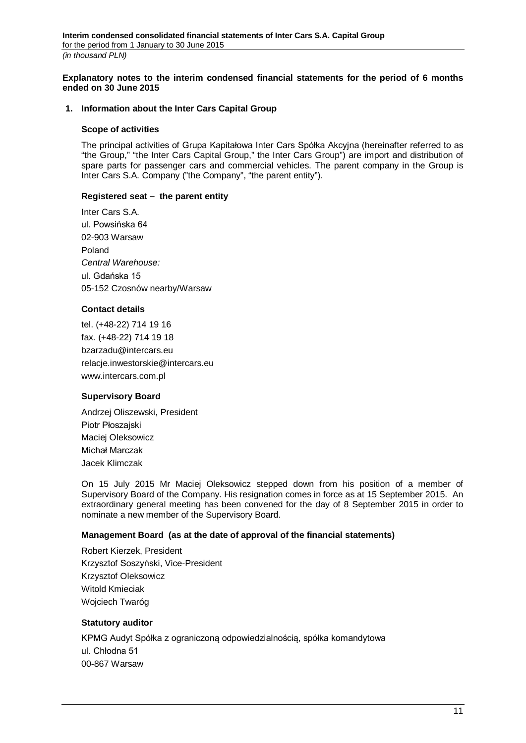**Explanatory notes to the interim condensed financial statements for the period of 6 months ended on 30 June 2015**

## 1. Information about the Inter Cars Capital Group

### Scope of activities

The principal activities of Grupa Kapitałowa Inter Cars Spółka Akcyjna (hereinafter referred to as "the Group," "the Inter Cars Capital Group," the Inter Cars Group") are import and distribution of spare parts for passenger cars and commercial vehicles. The parent company in the Group is Inter Cars S.A. Company ("the Company", "the parent entity").

### Registered seat – the parent entity

Inter Cars S.A.  
ul. Powsińska 64  
02-903 Warsaw  
Poland  
*Central Warehouse:*  
ul. Gdańska 15  
05-152 Czosnów nearby/Warsaw

### Contact details

tel. (+48-22) 714 19 16  
fax. (+48-22) 714 19 18  
bzarzadu@intercars.eu  
relacje.inwestorskie@intercars.eu  
www.intercars.com.pl

### Supervisory Board

Andrzej Oliszewski, President  
Piotr Płoszajski  
Maciej Oleksowicz  
Michał Marczak  
Jacek Klimczak

On 15 July 2015 Mr Maciej Oleksowicz stepped down from his position of a member of Supervisory Board of the Company. His resignation comes in force as at 15 September 2015. An extraordinary general meeting has been convened for the day of 8 September 2015 in order to nominate a new member of the Supervisory Board.

### Management Board (as at the date of approval of the financial statements)

Robert Kierzek, President  
Krzysztof Soszyński, Vice-President  
Krzysztof Oleksowicz  
Witold Kmieciak  
Wojciech Twaróg

### Statutory auditor

KPMG Audyt Spółka z ograniczoną odpowiedzialnością, spółka komandytowa  
ul. Chłodna 51  
00-867 Warsaw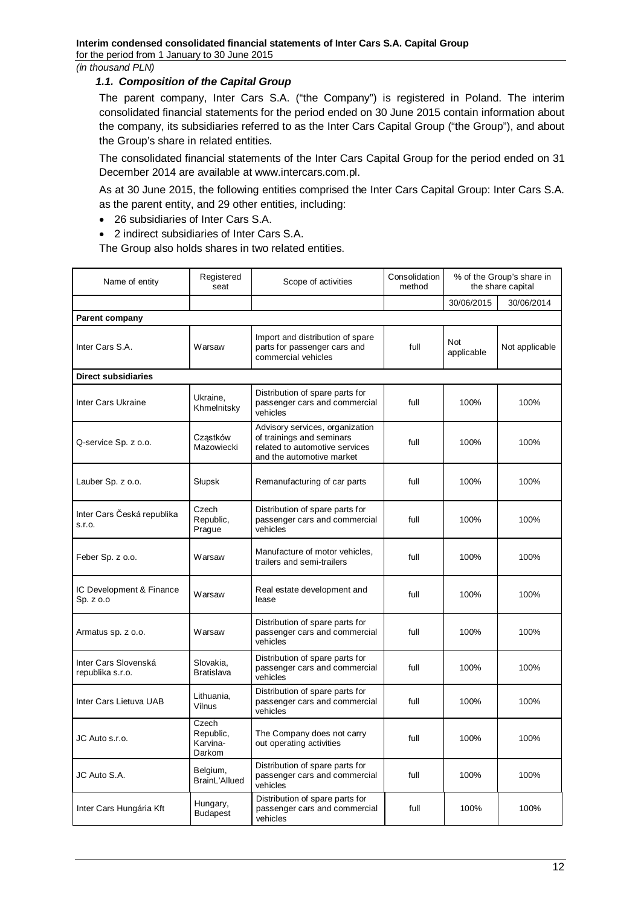### 1.1. Composition of the Capital Group

The parent company, Inter Cars S.A. ("the Company") is registered in Poland. The interim consolidated financial statements for the period ended on 30 June 2015 contain information about the company, its subsidiaries referred to as the Inter Cars Capital Group ("the Group"), and about the Group's share in related entities.

The consolidated financial statements of the Inter Cars Capital Group for the period ended on 31 December 2014 are available at www.intercars.com.pl.

As at 30 June 2015, the following entities comprised the Inter Cars Capital Group: Inter Cars S.A. as the parent entity, and 29 other entities, including:

- 26 subsidiaries of Inter Cars S.A.
- 2 indirect subsidiaries of Inter Cars S.A.

The Group also holds shares in two related entities.

| Name of entity | Registered seat | Scope of activities | Consolidation method | % of the Group's share in the share capital | |
|---|---|---|---|---|---|
| | | | | 30/06/2015 | 30/06/2014 |
| **Parent company** | | | | | |
| Inter Cars S.A. | Warsaw | Import and distribution of spare parts for passenger cars and commercial vehicles | full | Not applicable | Not applicable |
| **Direct subsidiaries** | | | | | |
| Inter Cars Ukraine | Ukraine, Khmelnitsky | Distribution of spare parts for passenger cars and commercial vehicles | full | 100% | 100% |
| Q-service Sp. z o.o. | Cząstków Mazowiecki | Advisory services, organization of trainings and seminars related to automotive services and the automotive market | full | 100% | 100% |
| Lauber Sp. z o.o. | Słupsk | Remanufacturing of car parts | full | 100% | 100% |
| Inter Cars Česká republika s.r.o. | Czech Republic, Prague | Distribution of spare parts for passenger cars and commercial vehicles | full | 100% | 100% |
| Feber Sp. z o.o. | Warsaw | Manufacture of motor vehicles, trailers and semi-trailers | full | 100% | 100% |
| IC Development & Finance Sp. z o.o | Warsaw | Real estate development and lease | full | 100% | 100% |
| Armatus sp. z o.o. | Warsaw | Distribution of spare parts for passenger cars and commercial vehicles | full | 100% | 100% |
| Inter Cars Slovenská republika s.r.o. | Slovakia, Bratislava | Distribution of spare parts for passenger cars and commercial vehicles | full | 100% | 100% |
| Inter Cars Lietuva UAB | Lithuania, Vilnus | Distribution of spare parts for passenger cars and commercial vehicles | full | 100% | 100% |
| JC Auto s.r.o. | Czech Republic, Karvina-Darkom | The Company does not carry out operating activities | full | 100% | 100% |
| JC Auto S.A. | Belgium, BrainL'Allued | Distribution of spare parts for passenger cars and commercial vehicles | full | 100% | 100% |
| Inter Cars Hungária Kft | Hungary, Budapest | Distribution of spare parts for passenger cars and commercial vehicles | full | 100% | 100% |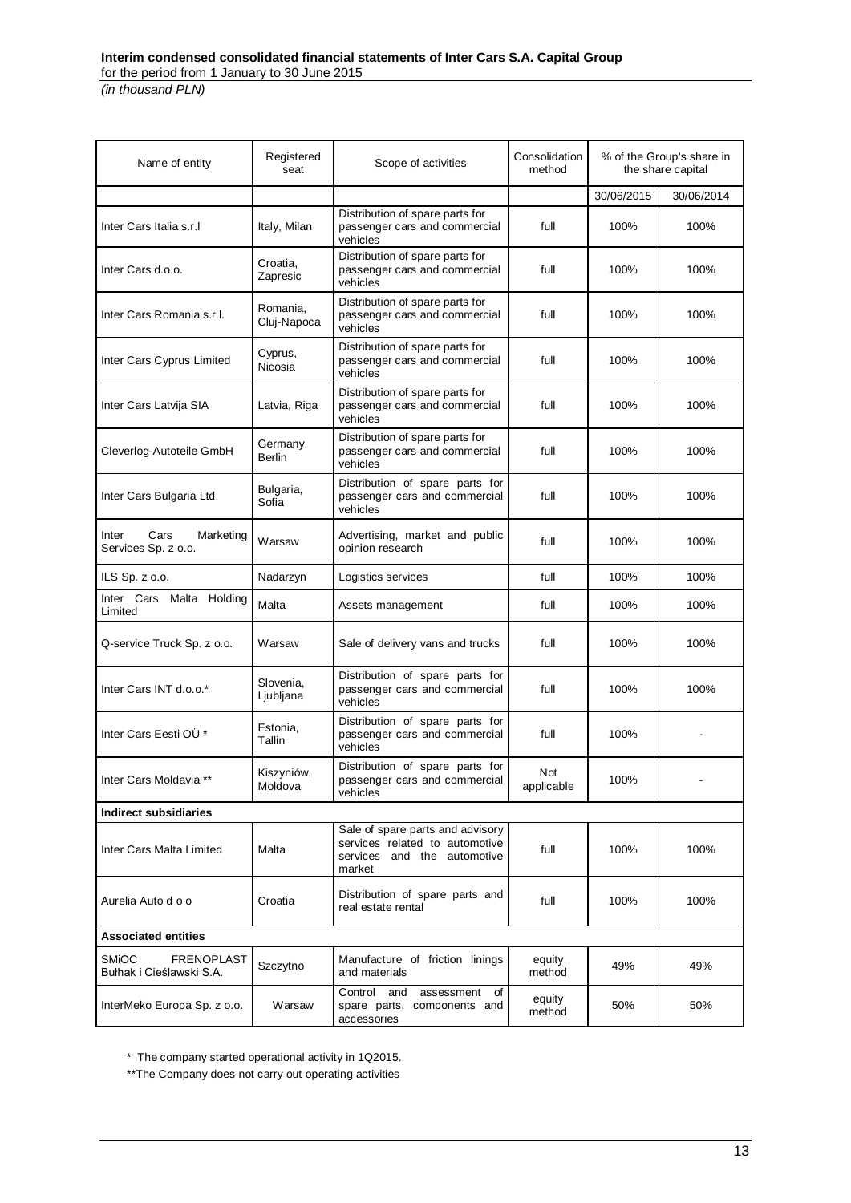| Name of entity | Registered seat | Scope of activities | Consolidation method | % of the Group's share in the share capital | |
|---|---|---|---|---|---|
| | | | | 30/06/2015 | 30/06/2014 |
| Inter Cars Italia s.r.l | Italy, Milan | Distribution of spare parts for passenger cars and commercial vehicles | full | 100% | 100% |
| Inter Cars d.o.o. | Croatia, Zapresic | Distribution of spare parts for passenger cars and commercial vehicles | full | 100% | 100% |
| Inter Cars Romania s.r.l. | Romania, Cluj-Napoca | Distribution of spare parts for passenger cars and commercial vehicles | full | 100% | 100% |
| Inter Cars Cyprus Limited | Cyprus, Nicosia | Distribution of spare parts for passenger cars and commercial vehicles | full | 100% | 100% |
| Inter Cars Latvija SIA | Latvia, Riga | Distribution of spare parts for passenger cars and commercial vehicles | full | 100% | 100% |
| Cleverlog-Autoteile GmbH | Germany, Berlin | Distribution of spare parts for passenger cars and commercial vehicles | full | 100% | 100% |
| Inter Cars Bulgaria Ltd. | Bulgaria, Sofia | Distribution of spare parts for passenger cars and commercial vehicles | full | 100% | 100% |
| Inter Cars Marketing Services Sp. z o.o. | Warsaw | Advertising, market and public opinion research | full | 100% | 100% |
| ILS Sp. z o.o. | Nadarzyn | Logistics services | full | 100% | 100% |
| Inter Cars Malta Holding Limited | Malta | Assets management | full | 100% | 100% |
| Q-service Truck Sp. z o.o. | Warsaw | Sale of delivery vans and trucks | full | 100% | 100% |
| Inter Cars INT d.o.o.* | Slovenia, Ljubljana | Distribution of spare parts for passenger cars and commercial vehicles | full | 100% | 100% |
| Inter Cars Eesti OÜ * | Estonia, Tallin | Distribution of spare parts for passenger cars and commercial vehicles | full | 100% | - |
| Inter Cars Moldavia ** | Kiszyniów, Moldova | Distribution of spare parts for passenger cars and commercial vehicles | Not applicable | 100% | - |
| **Indirect subsidiaries** | | | | | |
| Inter Cars Malta Limited | Malta | Sale of spare parts and advisory services related to automotive services and the automotive market | full | 100% | 100% |
| Aurelia Auto d o o | Croatia | Distribution of spare parts and real estate rental | full | 100% | 100% |
| **Associated entities** | | | | | |
| SMiOC FRENOPLAST Bułhak i Cieślawski S.A. | Szczytno | Manufacture of friction linings and materials | equity method | 49% | 49% |
| InterMeko Europa Sp. z o.o. | Warsaw | Control and assessment of spare parts, components and accessories | equity method | 50% | 50% |

\* The company started operational activity in 1Q2015.

\*\*The Company does not carry out operating activities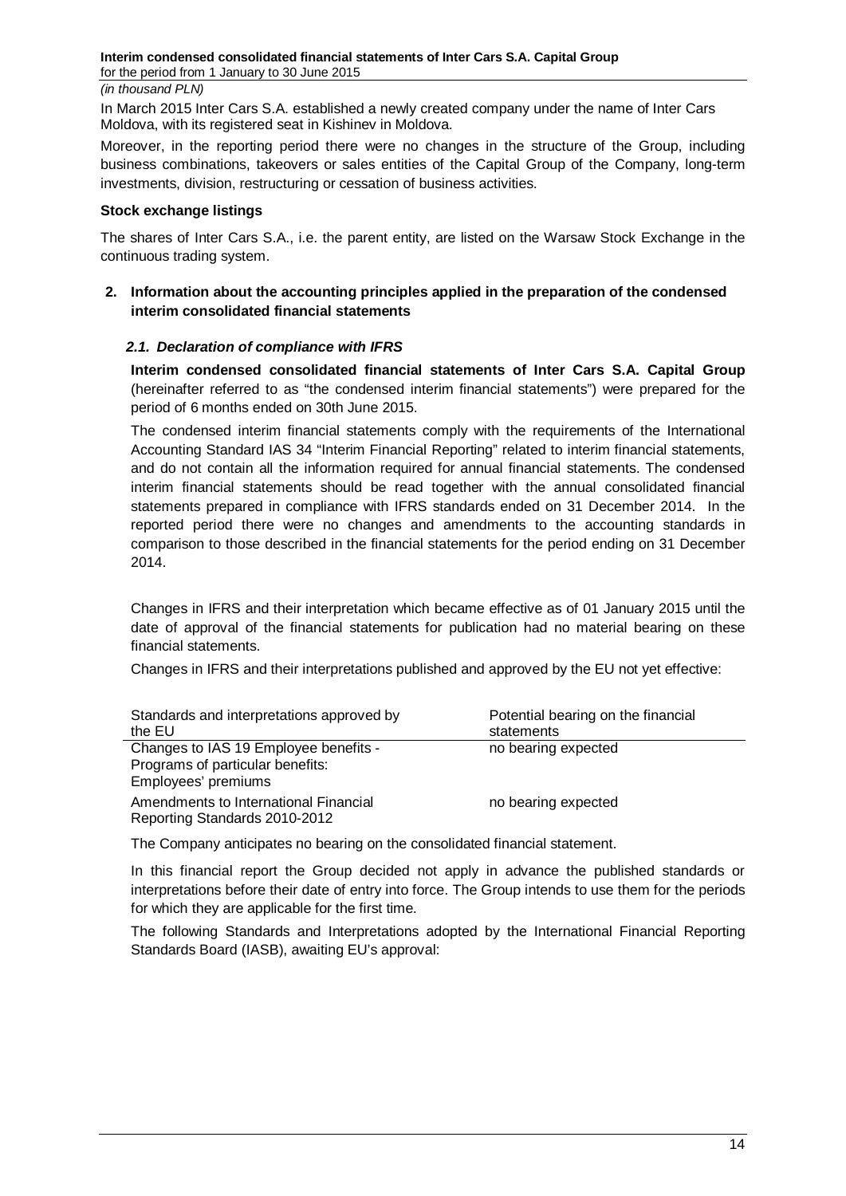In March 2015 Inter Cars S.A. established a newly created company under the name of Inter Cars Moldova, with its registered seat in Kishinev in Moldova.

Moreover, in the reporting period there were no changes in the structure of the Group, including business combinations, takeovers or sales entities of the Capital Group of the Company, long-term investments, division, restructuring or cessation of business activities.

**Stock exchange listings**

The shares of Inter Cars S.A., i.e. the parent entity, are listed on the Warsaw Stock Exchange in the continuous trading system.

## 2. Information about the accounting principles applied in the preparation of the condensed interim consolidated financial statements

### *2.1. Declaration of compliance with IFRS*

**Interim condensed consolidated financial statements of Inter Cars S.A. Capital Group** (hereinafter referred to as "the condensed interim financial statements") were prepared for the period of 6 months ended on 30th June 2015.

The condensed interim financial statements comply with the requirements of the International Accounting Standard IAS 34 "Interim Financial Reporting" related to interim financial statements, and do not contain all the information required for annual financial statements. The condensed interim financial statements should be read together with the annual consolidated financial statements prepared in compliance with IFRS standards ended on 31 December 2014. In the reported period there were no changes and amendments to the accounting standards in comparison to those described in the financial statements for the period ending on 31 December 2014.

Changes in IFRS and their interpretation which became effective as of 01 January 2015 until the date of approval of the financial statements for publication had no material bearing on these financial statements.

Changes in IFRS and their interpretations published and approved by the EU not yet effective:

| Standards and interpretations approved by the EU | Potential bearing on the financial statements |
|---|---|
| Changes to IAS 19 Employee benefits - Programs of particular benefits: Employees' premiums | no bearing expected |
| Amendments to International Financial Reporting Standards 2010-2012 | no bearing expected |

The Company anticipates no bearing on the consolidated financial statement.

In this financial report the Group decided not apply in advance the published standards or interpretations before their date of entry into force. The Group intends to use them for the periods for which they are applicable for the first time.

The following Standards and Interpretations adopted by the International Financial Reporting Standards Board (IASB), awaiting EU's approval: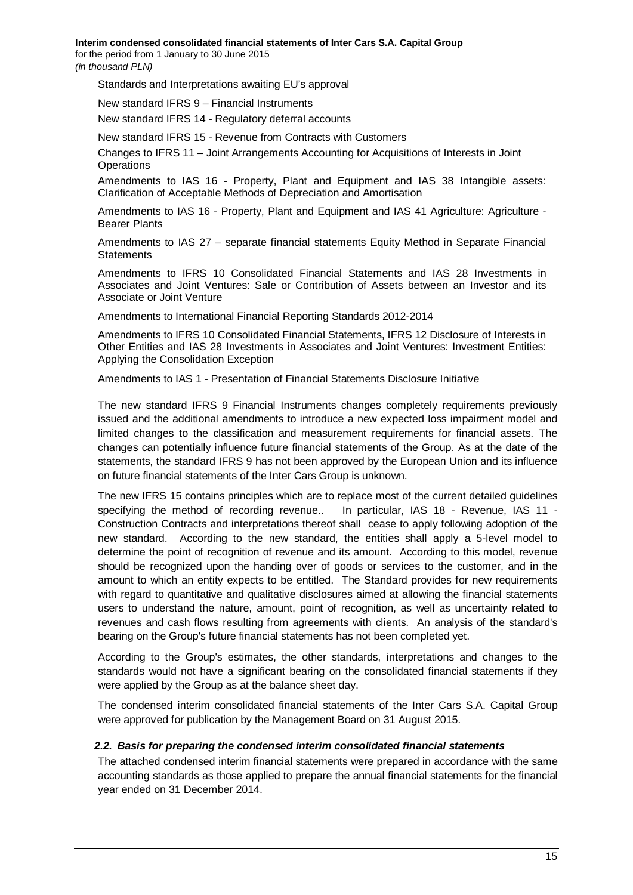| Standards and Interpretations awaiting EU's approval |
| --- |
| New standard IFRS 9 – Financial Instruments |
| New standard IFRS 14 - Regulatory deferral accounts |
| New standard IFRS 15 - Revenue from Contracts with Customers |
| Changes to IFRS 11 – Joint Arrangements Accounting for Acquisitions of Interests in Joint Operations |
| Amendments to IAS 16 - Property, Plant and Equipment and IAS 38 Intangible assets: Clarification of Acceptable Methods of Depreciation and Amortisation |
| Amendments to IAS 16 - Property, Plant and Equipment and IAS 41 Agriculture: Agriculture - Bearer Plants |
| Amendments to IAS 27 – separate financial statements Equity Method in Separate Financial Statements |
| Amendments to IFRS 10 Consolidated Financial Statements and IAS 28 Investments in Associates and Joint Ventures: Sale or Contribution of Assets between an Investor and its Associate or Joint Venture |
| Amendments to International Financial Reporting Standards 2012-2014 |
| Amendments to IFRS 10 Consolidated Financial Statements, IFRS 12 Disclosure of Interests in Other Entities and IAS 28 Investments in Associates and Joint Ventures: Investment Entities: Applying the Consolidation Exception |
| Amendments to IAS 1 - Presentation of Financial Statements Disclosure Initiative |

The new standard IFRS 9 Financial Instruments changes completely requirements previously issued and the additional amendments to introduce a new expected loss impairment model and limited changes to the classification and measurement requirements for financial assets. The changes can potentially influence future financial statements of the Group. As at the date of the statements, the standard IFRS 9 has not been approved by the European Union and its influence on future financial statements of the Inter Cars Group is unknown.

The new IFRS 15 contains principles which are to replace most of the current detailed guidelines specifying the method of recording revenue.. In particular, IAS 18 - Revenue, IAS 11 - Construction Contracts and interpretations thereof shall cease to apply following adoption of the new standard. According to the new standard, the entities shall apply a 5-level model to determine the point of recognition of revenue and its amount. According to this model, revenue should be recognized upon the handing over of goods or services to the customer, and in the amount to which an entity expects to be entitled. The Standard provides for new requirements with regard to quantitative and qualitative disclosures aimed at allowing the financial statements users to understand the nature, amount, point of recognition, as well as uncertainty related to revenues and cash flows resulting from agreements with clients. An analysis of the standard's bearing on the Group's future financial statements has not been completed yet.

According to the Group's estimates, the other standards, interpretations and changes to the standards would not have a significant bearing on the consolidated financial statements if they were applied by the Group as at the balance sheet day.

The condensed interim consolidated financial statements of the Inter Cars S.A. Capital Group were approved for publication by the Management Board on 31 August 2015.

### *2.2. Basis for preparing the condensed interim consolidated financial statements*

The attached condensed interim financial statements were prepared in accordance with the same accounting standards as those applied to prepare the annual financial statements for the financial year ended on 31 December 2014.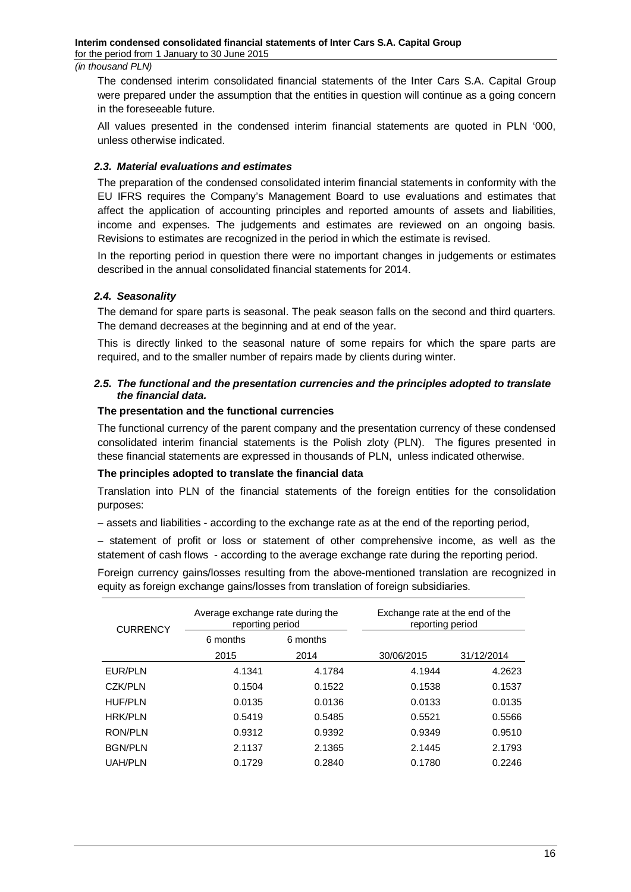The condensed interim consolidated financial statements of the Inter Cars S.A. Capital Group were prepared under the assumption that the entities in question will continue as a going concern in the foreseeable future.

All values presented in the condensed interim financial statements are quoted in PLN '000, unless otherwise indicated.

### *2.3. Material evaluations and estimates*

The preparation of the condensed consolidated interim financial statements in conformity with the EU IFRS requires the Company's Management Board to use evaluations and estimates that affect the application of accounting principles and reported amounts of assets and liabilities, income and expenses. The judgements and estimates are reviewed on an ongoing basis. Revisions to estimates are recognized in the period in which the estimate is revised.

In the reporting period in question there were no important changes in judgements or estimates described in the annual consolidated financial statements for 2014.

### *2.4. Seasonality*

The demand for spare parts is seasonal. The peak season falls on the second and third quarters. The demand decreases at the beginning and at end of the year.

This is directly linked to the seasonal nature of some repairs for which the spare parts are required, and to the smaller number of repairs made by clients during winter.

### *2.5. The functional and the presentation currencies and the principles adopted to translate the financial data.*

**The presentation and the functional currencies**

The functional currency of the parent company and the presentation currency of these condensed consolidated interim financial statements is the Polish zloty (PLN). The figures presented in these financial statements are expressed in thousands of PLN, unless indicated otherwise.

**The principles adopted to translate the financial data**

Translation into PLN of the financial statements of the foreign entities for the consolidation purposes:

- assets and liabilities - according to the exchange rate as at the end of the reporting period,
- statement of profit or loss or statement of other comprehensive income, as well as the statement of cash flows - according to the average exchange rate during the reporting period.

Foreign currency gains/losses resulting from the above-mentioned translation are recognized in equity as foreign exchange gains/losses from translation of foreign subsidiaries.

| CURRENCY | Average exchange rate during the reporting period | | Exchange rate at the end of the reporting period | |
|---|---|---|---|---|
| | 6 months 2015 | 6 months 2014 | 30/06/2015 | 31/12/2014 |
| EUR/PLN | 4.1341 | 4.1784 | 4.1944 | 4.2623 |
| CZK/PLN | 0.1504 | 0.1522 | 0.1538 | 0.1537 |
| HUF/PLN | 0.0135 | 0.0136 | 0.0133 | 0.0135 |
| HRK/PLN | 0.5419 | 0.5485 | 0.5521 | 0.5566 |
| RON/PLN | 0.9312 | 0.9392 | 0.9349 | 0.9510 |
| BGN/PLN | 2.1137 | 2.1365 | 2.1445 | 2.1793 |
| UAH/PLN | 0.1729 | 0.2840 | 0.1780 | 0.2246 |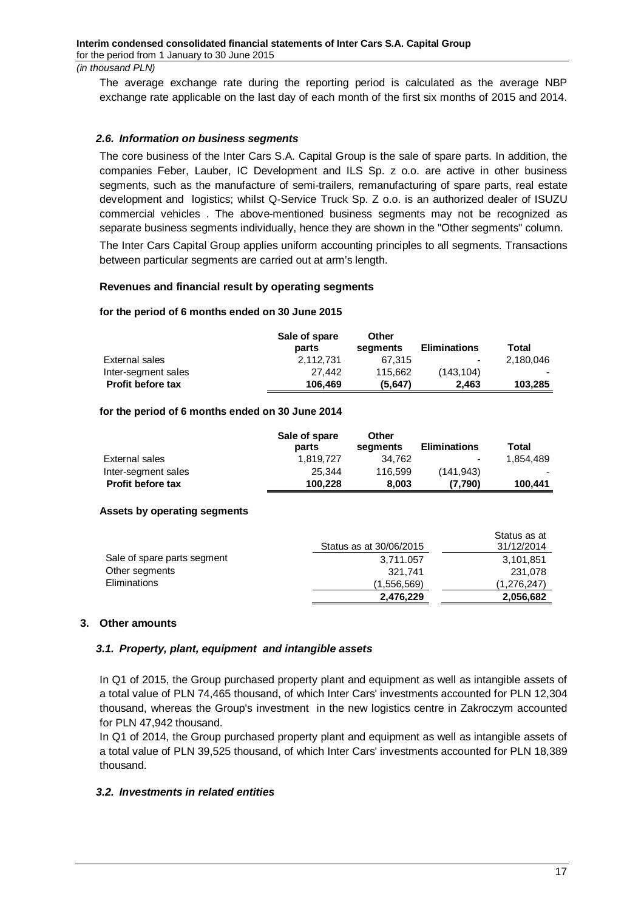The average exchange rate during the reporting period is calculated as the average NBP exchange rate applicable on the last day of each month of the first six months of 2015 and 2014.

### *2.6. Information on business segments*

The core business of the Inter Cars S.A. Capital Group is the sale of spare parts. In addition, the companies Feber, Lauber, IC Development and ILS Sp. z o.o. are active in other business segments, such as the manufacture of semi-trailers, remanufacturing of spare parts, real estate development and logistics; whilst Q-Service Truck Sp. Z o.o. is an authorized dealer of ISUZU commercial vehicles . The above-mentioned business segments may not be recognized as separate business segments individually, hence they are shown in the "Other segments" column.

The Inter Cars Capital Group applies uniform accounting principles to all segments. Transactions between particular segments are carried out at arm's length.

#### Revenues and financial result by operating segments

**for the period of 6 months ended on 30 June 2015**

| | Sale of spare parts | Other segments | Eliminations | Total |
|---|---|---|---|---|
| External sales | 2,112,731 | 67,315 | - | 2,180,046 |
| Inter-segment sales | 27,442 | 115,662 | (143,104) | - |
| **Profit before tax** | **106,469** | **(5,647)** | **2,463** | **103,285** |

**for the period of 6 months ended on 30 June 2014**

| | Sale of spare parts | Other segments | Eliminations | Total |
|---|---|---|---|---|
| External sales | 1,819,727 | 34,762 | - | 1,854,489 |
| Inter-segment sales | 25,344 | 116,599 | (141,943) | - |
| **Profit before tax** | **100,228** | **8,003** | **(7,790)** | **100,441** |

#### Assets by operating segments

| | Status as at 30/06/2015 | Status as at 31/12/2014 |
|---|---|---|
| Sale of spare parts segment | 3,711.057 | 3,101,851 |
| Other segments | 321,741 | 231,078 |
| Eliminations | (1,556,569) | (1,276,247) |
| | **2,476,229** | **2,056,682** |

## 3. Other amounts

### *3.1. Property, plant, equipment and intangible assets*

In Q1 of 2015, the Group purchased property plant and equipment as well as intangible assets of a total value of PLN 74,465 thousand, of which Inter Cars' investments accounted for PLN 12,304 thousand, whereas the Group's investment in the new logistics centre in Zakroczym accounted for PLN 47,942 thousand.

In Q1 of 2014, the Group purchased property plant and equipment as well as intangible assets of a total value of PLN 39,525 thousand, of which Inter Cars' investments accounted for PLN 18,389 thousand.

### *3.2. Investments in related entities*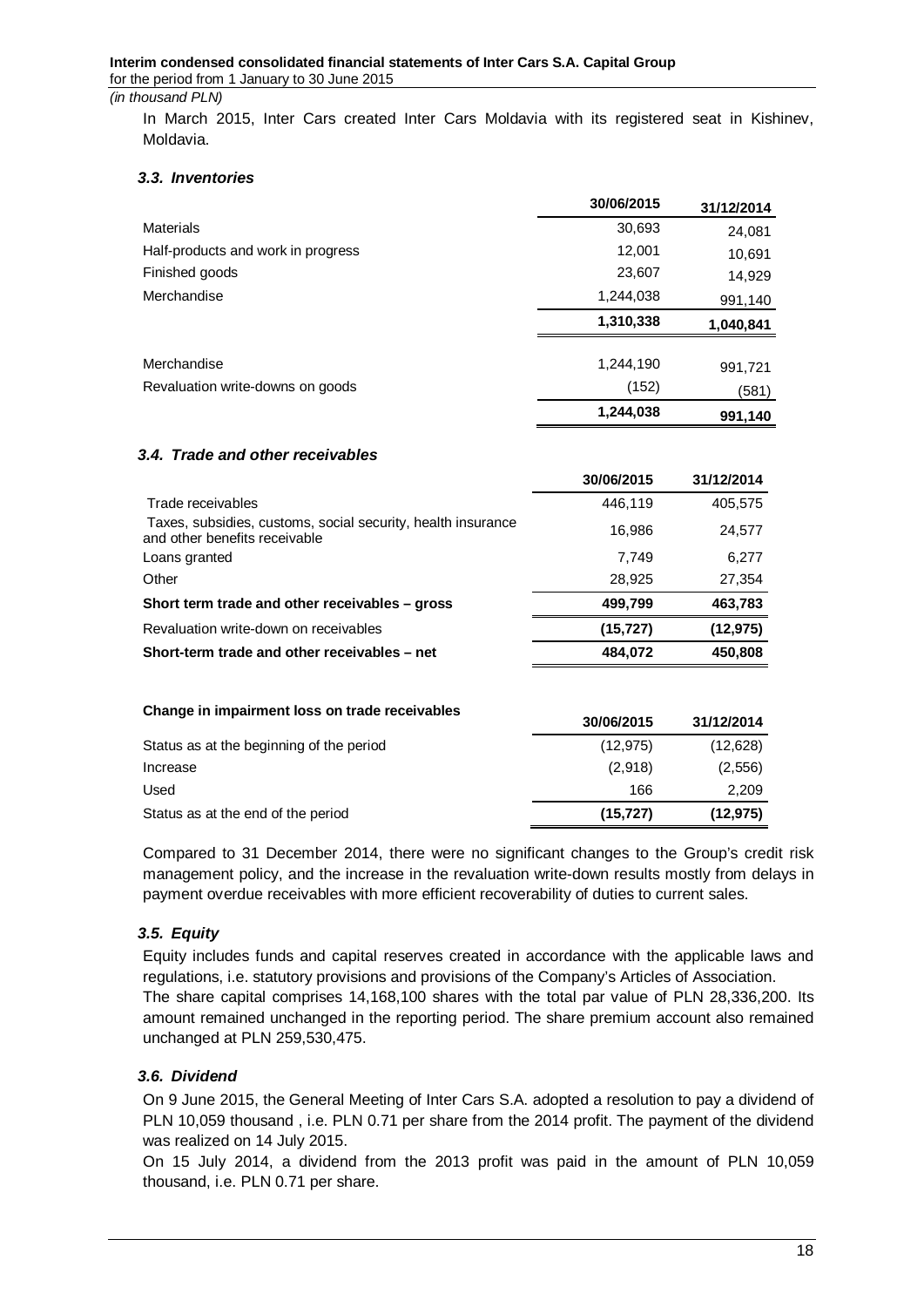In March 2015, Inter Cars created Inter Cars Moldavia with its registered seat in Kishinev, Moldavia.

### *3.3. Inventories*

| | 30/06/2015 | 31/12/2014 |
|---|---|---|
| Materials | 30,693 | 24,081 |
| Half-products and work in progress | 12,001 | 10,691 |
| Finished goods | 23,607 | 14,929 |
| Merchandise | 1,244,038 | 991,140 |
| | **1,310,338** | **1,040,841** |
| | | |
| Merchandise | 1,244,190 | 991,721 |
| Revaluation write-downs on goods | (152) | (581) |
| | **1,244,038** | **991,140** |

### *3.4. Trade and other receivables*

| | 30/06/2015 | 31/12/2014 |
|---|---|---|
| Trade receivables | 446,119 | 405,575 |
| Taxes, subsidies, customs, social security, health insurance and other benefits receivable | 16,986 | 24,577 |
| Loans granted | 7,749 | 6,277 |
| Other | 28,925 | 27,354 |
| **Short term trade and other receivables – gross** | **499,799** | **463,783** |
| Revaluation write-down on receivables | **(15,727)** | **(12,975)** |
| **Short-term trade and other receivables – net** | **484,072** | **450,808** |

| **Change in impairment loss on trade receivables** | 30/06/2015 | 31/12/2014 |
|---|---|---|
| Status as at the beginning of the period | (12,975) | (12,628) |
| Increase | (2,918) | (2,556) |
| Used | 166 | 2,209 |
| Status as at the end of the period | **(15,727)** | **(12,975)** |

Compared to 31 December 2014, there were no significant changes to the Group's credit risk management policy, and the increase in the revaluation write-down results mostly from delays in payment overdue receivables with more efficient recoverability of duties to current sales.

### *3.5. Equity*

Equity includes funds and capital reserves created in accordance with the applicable laws and regulations, i.e. statutory provisions and provisions of the Company's Articles of Association.
The share capital comprises 14,168,100 shares with the total par value of PLN 28,336,200. Its amount remained unchanged in the reporting period. The share premium account also remained unchanged at PLN 259,530,475.

### *3.6. Dividend*

On 9 June 2015, the General Meeting of Inter Cars S.A. adopted a resolution to pay a dividend of PLN 10,059 thousand , i.e. PLN 0.71 per share from the 2014 profit. The payment of the dividend was realized on 14 July 2015.
On 15 July 2014, a dividend from the 2013 profit was paid in the amount of PLN 10,059 thousand, i.e. PLN 0.71 per share.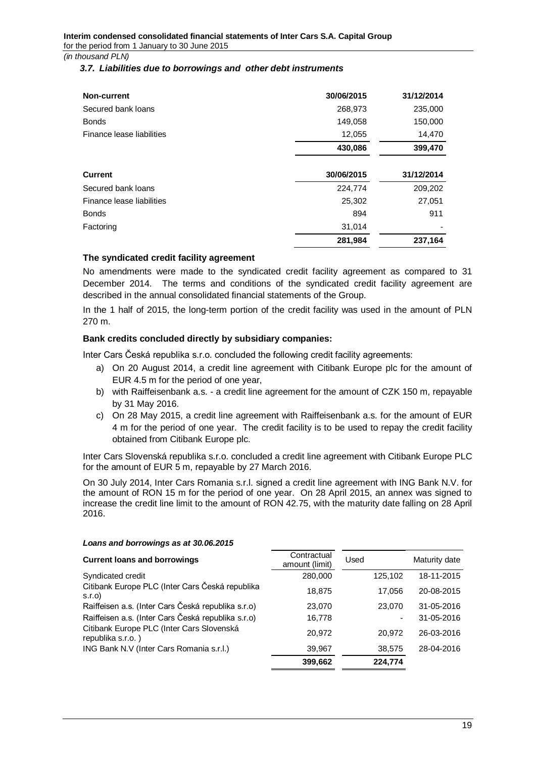### 3.7. Liabilities due to borrowings and other debt instruments

| **Non-current** | **30/06/2015** | **31/12/2014** |
|---|---|---|
| Secured bank loans | 268,973 | 235,000 |
| Bonds | 149,058 | 150,000 |
| Finance lease liabilities | 12,055 | 14,470 |
| | **430,086** | **399,470** |

| **Current** | **30/06/2015** | **31/12/2014** |
|---|---|---|
| Secured bank loans | 224,774 | 209,202 |
| Finance lease liabilities | 25,302 | 27,051 |
| Bonds | 894 | 911 |
| Factoring | 31,014 | - |
| | **281,984** | **237,164** |

**The syndicated credit facility agreement**

No amendments were made to the syndicated credit facility agreement as compared to 31 December 2014. The terms and conditions of the syndicated credit facility agreement are described in the annual consolidated financial statements of the Group.

In the 1 half of 2015, the long-term portion of the credit facility was used in the amount of PLN 270 m.

**Bank credits concluded directly by subsidiary companies:**

Inter Cars Česká republika s.r.o. concluded the following credit facility agreements:

a) On 20 August 2014, a credit line agreement with Citibank Europe plc for the amount of EUR 4.5 m for the period of one year,

b) with Raiffeisenbank a.s. - a credit line agreement for the amount of CZK 150 m, repayable by 31 May 2016.

c) On 28 May 2015, a credit line agreement with Raiffeisenbank a.s. for the amount of EUR 4 m for the period of one year. The credit facility is to be used to repay the credit facility obtained from Citibank Europe plc.

Inter Cars Slovenská republika s.r.o. concluded a credit line agreement with Citibank Europe PLC for the amount of EUR 5 m, repayable by 27 March 2016.

On 30 July 2014, Inter Cars Romania s.r.l. signed a credit line agreement with ING Bank N.V. for the amount of RON 15 m for the period of one year. On 28 April 2015, an annex was signed to increase the credit line limit to the amount of RON 42.75, with the maturity date falling on 28 April 2016.

***Loans and borrowings as at 30.06.2015***

| **Current loans and borrowings** | Contractual amount (limit) | Used | Maturity date |
|---|---|---|---|
| Syndicated credit | 280,000 | 125,102 | 18-11-2015 |
| Citibank Europe PLC (Inter Cars Česká republika s.r.o) | 18,875 | 17,056 | 20-08-2015 |
| Raiffeisen a.s. (Inter Cars Česká republika s.r.o) | 23,070 | 23,070 | 31-05-2016 |
| Raiffeisen a.s. (Inter Cars Česká republika s.r.o) | 16,778 | - | 31-05-2016 |
| Citibank Europe PLC (Inter Cars Slovenská republika s.r.o. ) | 20,972 | 20,972 | 26-03-2016 |
| ING Bank N.V (Inter Cars Romania s.r.l.) | 39,967 | 38,575 | 28-04-2016 |
| | **399,662** | **224,774** | |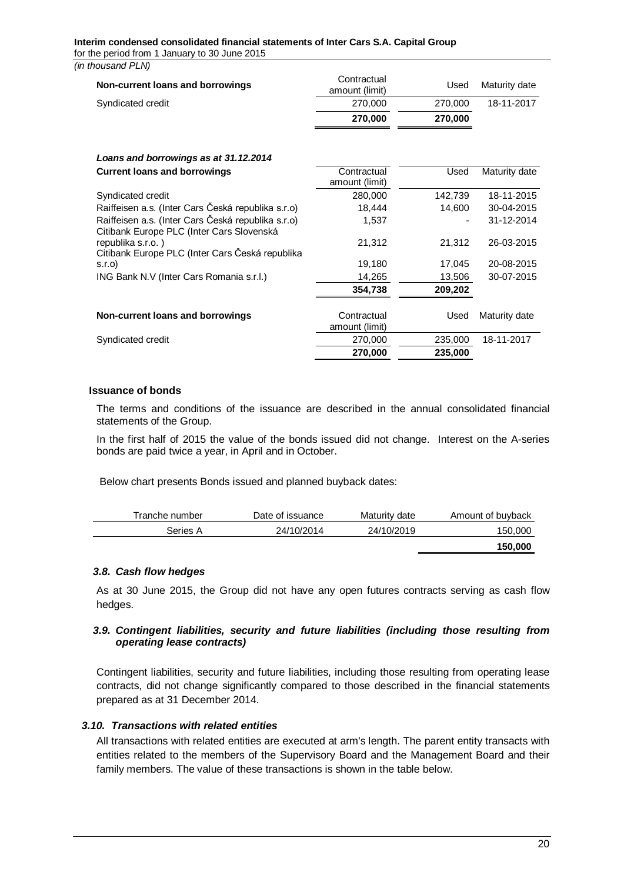*(in thousand PLN)*

| Non-current loans and borrowings | Contractual amount (limit) | Used | Maturity date |
|---|---|---|---|
| Syndicated credit | 270,000 | 270,000 | 18-11-2017 |
| | **270,000** | **270,000** | |

***Loans and borrowings as at 31.12.2014***

| Current loans and borrowings | Contractual amount (limit) | Used | Maturity date |
|---|---|---|---|
| Syndicated credit | 280,000 | 142,739 | 18-11-2015 |
| Raiffeisen a.s. (Inter Cars Česká republika s.r.o) | 18,444 | 14,600 | 30-04-2015 |
| Raiffeisen a.s. (Inter Cars Česká republika s.r.o) | 1,537 | - | 31-12-2014 |
| Citibank Europe PLC (Inter Cars Slovenská republika s.r.o. ) | 21,312 | 21,312 | 26-03-2015 |
| Citibank Europe PLC (Inter Cars Česká republika s.r.o) | 19,180 | 17,045 | 20-08-2015 |
| ING Bank N.V (Inter Cars Romania s.r.l.) | 14,265 | 13,506 | 30-07-2015 |
| | **354,738** | **209,202** | |

| Non-current loans and borrowings | Contractual amount (limit) | Used | Maturity date |
|---|---|---|---|
| Syndicated credit | 270,000 | 235,000 | 18-11-2017 |
| | **270,000** | **235,000** | |

**Issuance of bonds**

The terms and conditions of the issuance are described in the annual consolidated financial statements of the Group.

In the first half of 2015 the value of the bonds issued did not change. Interest on the A-series bonds are paid twice a year, in April and in October.

Below chart presents Bonds issued and planned buyback dates:

| Tranche number | Date of issuance | Maturity date | Amount of buyback |
|---|---|---|---|
| Series A | 24/10/2014 | 24/10/2019 | 150,000 |
| | | | **150,000** |

### *3.8. Cash flow hedges*

As at 30 June 2015, the Group did not have any open futures contracts serving as cash flow hedges.

### *3.9. Contingent liabilities, security and future liabilities (including those resulting from operating lease contracts)*

Contingent liabilities, security and future liabilities, including those resulting from operating lease contracts, did not change significantly compared to those described in the financial statements prepared as at 31 December 2014.

### *3.10. Transactions with related entities*

All transactions with related entities are executed at arm's length. The parent entity transacts with entities related to the members of the Supervisory Board and the Management Board and their family members. The value of these transactions is shown in the table below.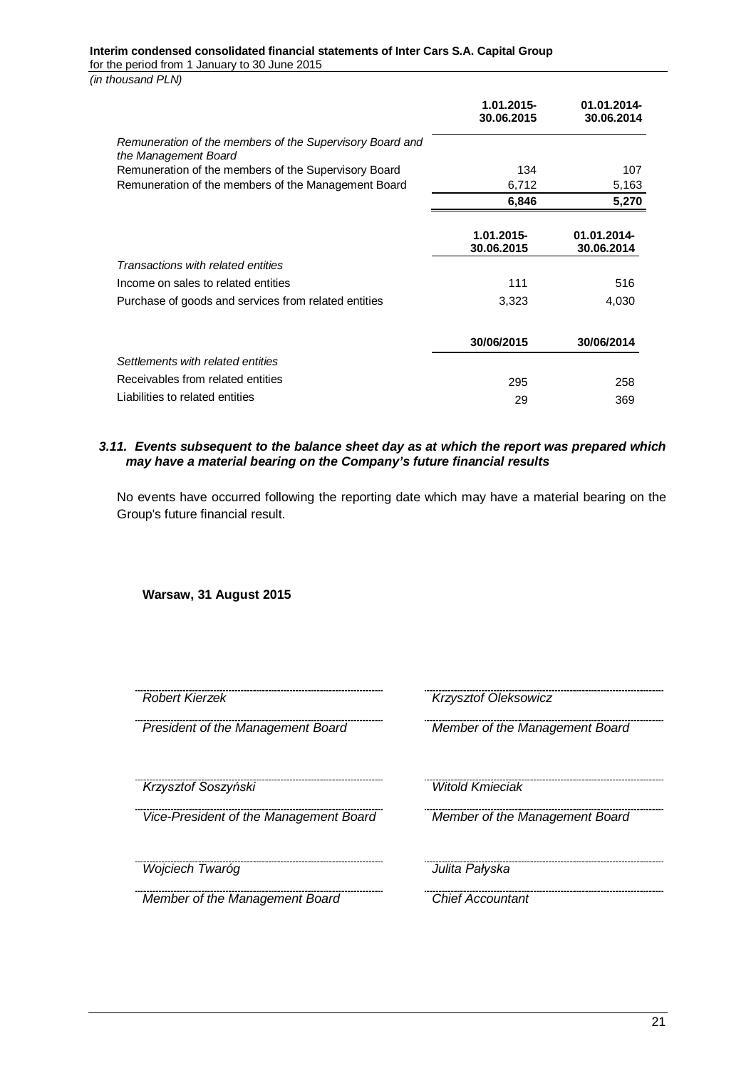| | 1.01.2015-30.06.2015 | 01.01.2014-30.06.2014 |
|---|---|---|
| *Remuneration of the members of the Supervisory Board and the Management Board* | | |
| Remuneration of the members of the Supervisory Board | 134 | 107 |
| Remuneration of the members of the Management Board | 6,712 | 5,163 |
| | **6,846** | **5,270** |

| | 1.01.2015-30.06.2015 | 01.01.2014-30.06.2014 |
|---|---|---|
| *Transactions with related entities* | | |
| Income on sales to related entities | 111 | 516 |
| Purchase of goods and services from related entities | 3,323 | 4,030 |

| | 30/06/2015 | 30/06/2014 |
|---|---|---|
| *Settlements with related entities* | | |
| Receivables from related entities | 295 | 258 |
| Liabilities to related entities | 29 | 369 |

### *3.11. Events subsequent to the balance sheet day as at which the report was prepared which may have a material bearing on the Company's future financial results*

No events have occurred following the reporting date which may have a material bearing on the Group's future financial result.

**Warsaw, 31 August 2015**

| | |
|---|---|
| *Robert Kierzek* | *Krzysztof Oleksowicz* |
| *President of the Management Board* | *Member of the Management Board* |
| *Krzysztof Soszyński* | *Witold Kmieciak* |
| *Vice-President of the Management Board* | *Member of the Management Board* |
| *Wojciech Twaróg* | *Julita Pałyska* |
| *Member of the Management Board* | *Chief Accountant* |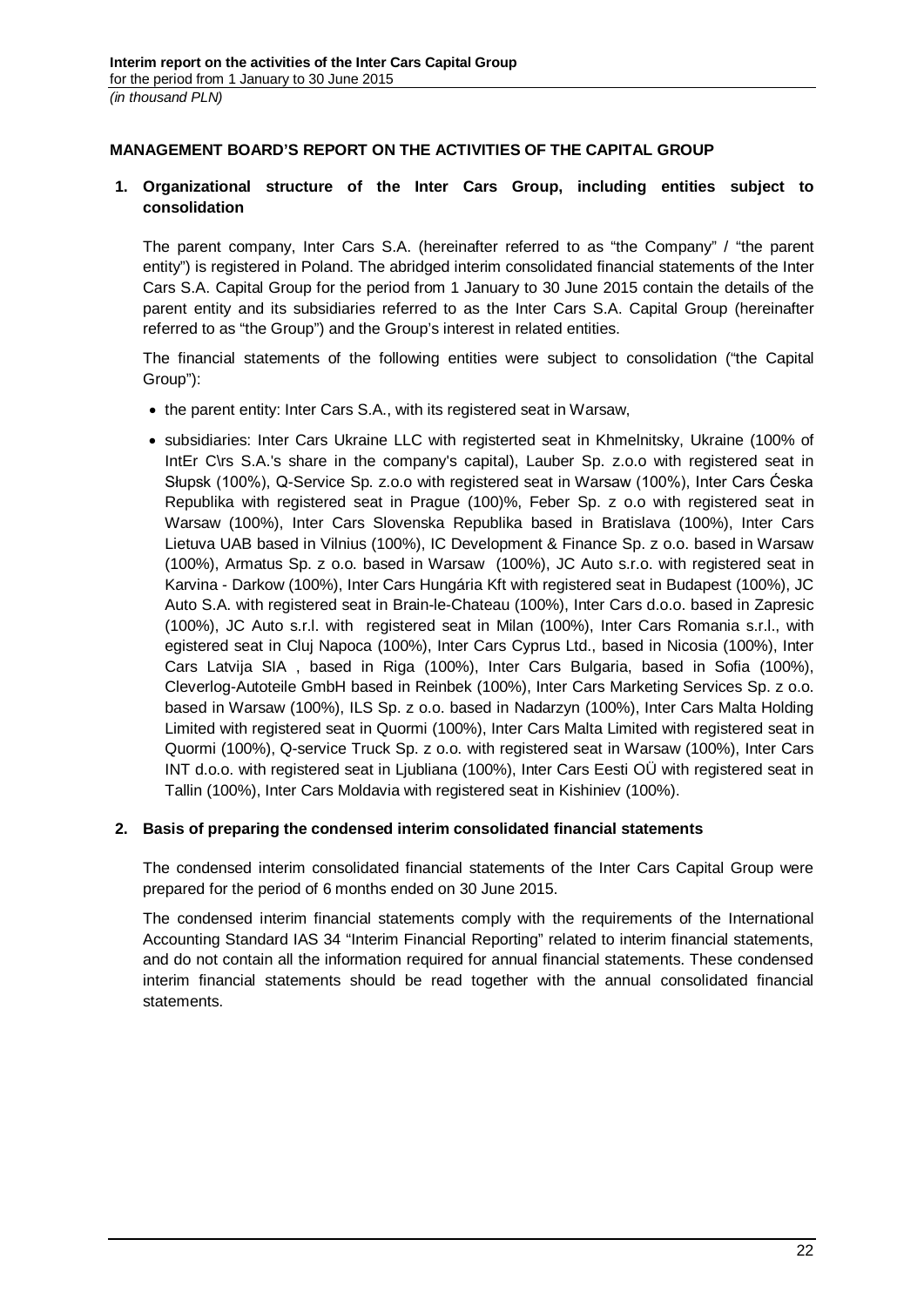## MANAGEMENT BOARD'S REPORT ON THE ACTIVITIES OF THE CAPITAL GROUP

### 1. Organizational structure of the Inter Cars Group, including entities subject to consolidation

The parent company, Inter Cars S.A. (hereinafter referred to as "the Company" / "the parent entity") is registered in Poland. The abridged interim consolidated financial statements of the Inter Cars S.A. Capital Group for the period from 1 January to 30 June 2015 contain the details of the parent entity and its subsidiaries referred to as the Inter Cars S.A. Capital Group (hereinafter referred to as "the Group") and the Group's interest in related entities.

The financial statements of the following entities were subject to consolidation ("the Capital Group"):

- the parent entity: Inter Cars S.A., with its registered seat in Warsaw,
- subsidiaries: Inter Cars Ukraine LLC with registerted seat in Khmelnitsky, Ukraine (100% of IntEr C\rs S.A.'s share in the company's capital), Lauber Sp. z.o.o with registered seat in Słupsk (100%), Q-Service Sp. z.o.o with registered seat in Warsaw (100%), Inter Cars Ćeska Republika with registered seat in Prague (100)%, Feber Sp. z o.o with registered seat in Warsaw (100%), Inter Cars Slovenska Republika based in Bratislava (100%), Inter Cars Lietuva UAB based in Vilnius (100%), IC Development & Finance Sp. z o.o. based in Warsaw (100%), Armatus Sp. z o.o. based in Warsaw (100%), JC Auto s.r.o. with registered seat in Karvina - Darkow (100%), Inter Cars Hungária Kft with registered seat in Budapest (100%), JC Auto S.A. with registered seat in Brain-le-Chateau (100%), Inter Cars d.o.o. based in Zapresic (100%), JC Auto s.r.l. with registered seat in Milan (100%), Inter Cars Romania s.r.l., with egistered seat in Cluj Napoca (100%), Inter Cars Cyprus Ltd., based in Nicosia (100%), Inter Cars Latvija SIA , based in Riga (100%), Inter Cars Bulgaria, based in Sofia (100%), Cleverlog-Autoteile GmbH based in Reinbek (100%), Inter Cars Marketing Services Sp. z o.o. based in Warsaw (100%), ILS Sp. z o.o. based in Nadarzyn (100%), Inter Cars Malta Holding Limited with registered seat in Quormi (100%), Inter Cars Malta Limited with registered seat in Quormi (100%), Q-service Truck Sp. z o.o. with registered seat in Warsaw (100%), Inter Cars INT d.o.o. with registered seat in Ljubliana (100%), Inter Cars Eesti OÜ with registered seat in Tallin (100%), Inter Cars Moldavia with registered seat in Kishiniev (100%).

### 2. Basis of preparing the condensed interim consolidated financial statements

The condensed interim consolidated financial statements of the Inter Cars Capital Group were prepared for the period of 6 months ended on 30 June 2015.

The condensed interim financial statements comply with the requirements of the International Accounting Standard IAS 34 "Interim Financial Reporting" related to interim financial statements, and do not contain all the information required for annual financial statements. These condensed interim financial statements should be read together with the annual consolidated financial statements.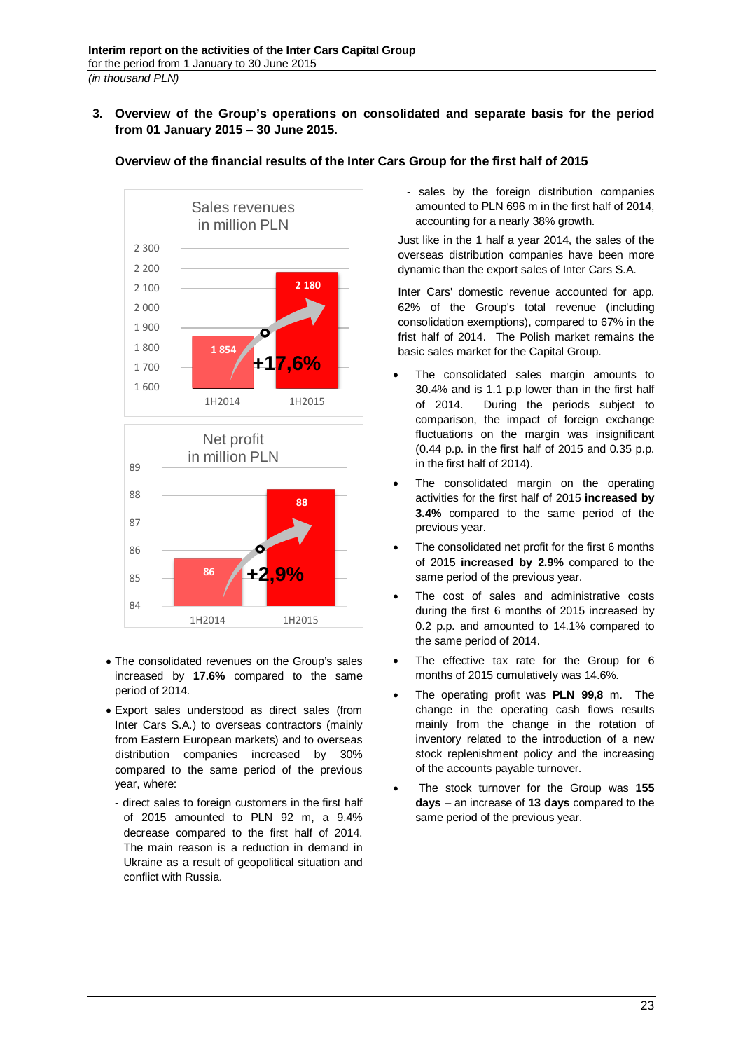## 3. Overview of the Group's operations on consolidated and separate basis for the period from 01 January 2015 – 30 June 2015.

### Overview of the financial results of the Inter Cars Group for the first half of 2015

**Sales revenues in million PLN**

| | 1H2014 | 1H2015 |
|---|---|---|
| Sales revenues | 1 854 | 2 180 |

+17,6%

**Net profit in million PLN**

| | 1H2014 | 1H2015 |
|---|---|---|
| Net profit | 86 | 88 |

+2,9%

- The consolidated revenues on the Group's sales increased by **17.6%** compared to the same period of 2014.
- Export sales understood as direct sales (from Inter Cars S.A.) to overseas contractors (mainly from Eastern European markets) and to overseas distribution companies increased by 30% compared to the same period of the previous year, where:
  - direct sales to foreign customers in the first half of 2015 amounted to PLN 92 m, a 9.4% decrease compared to the first half of 2014. The main reason is a reduction in demand in Ukraine as a result of geopolitical situation and conflict with Russia.
  - sales by the foreign distribution companies amounted to PLN 696 m in the first half of 2014, accounting for a nearly 38% growth.

Just like in the 1 half a year 2014, the sales of the overseas distribution companies have been more dynamic than the export sales of Inter Cars S.A.

Inter Cars' domestic revenue accounted for app. 62% of the Group's total revenue (including consolidation exemptions), compared to 67% in the frist half of 2014. The Polish market remains the basic sales market for the Capital Group.

- The consolidated sales margin amounts to 30.4% and is 1.1 p.p lower than in the first half of 2014. During the periods subject to comparison, the impact of foreign exchange fluctuations on the margin was insignificant (0.44 p.p. in the first half of 2015 and 0.35 p.p. in the first half of 2014).
- The consolidated margin on the operating activities for the first half of 2015 **increased by 3.4%** compared to the same period of the previous year.
- The consolidated net profit for the first 6 months of 2015 **increased by 2.9%** compared to the same period of the previous year.
- The cost of sales and administrative costs during the first 6 months of 2015 increased by 0.2 p.p. and amounted to 14.1% compared to the same period of 2014.
- The effective tax rate for the Group for 6 months of 2015 cumulatively was 14.6%.
- The operating profit was **PLN 99,8** m. The change in the operating cash flows results mainly from the change in the rotation of inventory related to the introduction of a new stock replenishment policy and the increasing of the accounts payable turnover.
- The stock turnover for the Group was **155 days** – an increase of **13 days** compared to the same period of the previous year.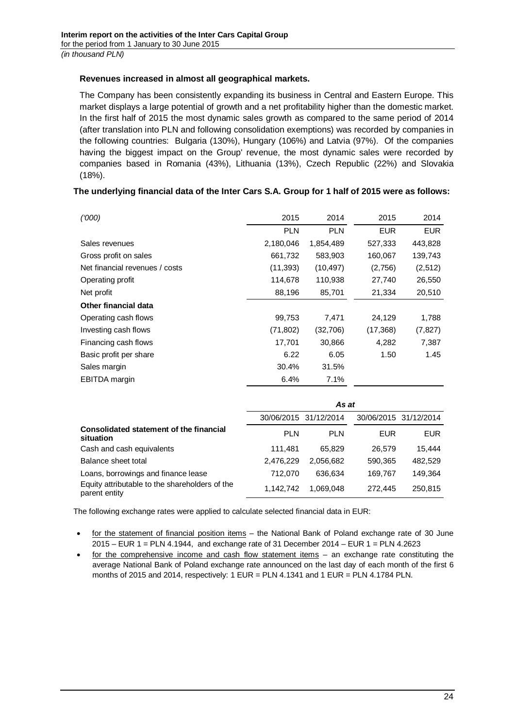**Revenues increased in almost all geographical markets.**

The Company has been consistently expanding its business in Central and Eastern Europe. This market displays a large potential of growth and a net profitability higher than the domestic market. In the first half of 2015 the most dynamic sales growth as compared to the same period of 2014 (after translation into PLN and following consolidation exemptions) was recorded by companies in the following countries: Bulgaria (130%), Hungary (106%) and Latvia (97%). Of the companies having the biggest impact on the Group' revenue, the most dynamic sales were recorded by companies based in Romania (43%), Lithuania (13%), Czech Republic (22%) and Slovakia (18%).

**The underlying financial data of the Inter Cars S.A. Group for 1 half of 2015 were as follows:**

| *('000)* | 2015 | 2014 | 2015 | 2014 |
|---|---|---|---|---|
| | PLN | PLN | EUR | EUR |
| Sales revenues | 2,180,046 | 1,854,489 | 527,333 | 443,828 |
| Gross profit on sales | 661,732 | 583,903 | 160,067 | 139,743 |
| Net financial revenues / costs | (11,393) | (10,497) | (2,756) | (2,512) |
| Operating profit | 114,678 | 110,938 | 27,740 | 26,550 |
| Net profit | 88,196 | 85,701 | 21,334 | 20,510 |
| **Other financial data** | | | | |
| Operating cash flows | 99,753 | 7,471 | 24,129 | 1,788 |
| Investing cash flows | (71,802) | (32,706) | (17,368) | (7,827) |
| Financing cash flows | 17,701 | 30,866 | 4,282 | 7,387 |
| Basic profit per share | 6.22 | 6.05 | 1.50 | 1.45 |
| Sales margin | 30.4% | 31.5% | | |
| EBITDA margin | 6.4% | 7.1% | | |

| | *As at* | | | |
|---|---|---|---|---|
| | 30/06/2015 | 31/12/2014 | 30/06/2015 | 31/12/2014 |
| **Consolidated statement of the financial situation** | PLN | PLN | EUR | EUR |
| Cash and cash equivalents | 111,481 | 65,829 | 26,579 | 15,444 |
| Balance sheet total | 2,476,229 | 2,056,682 | 590,365 | 482,529 |
| Loans, borrowings and finance lease | 712,070 | 636,634 | 169,767 | 149,364 |
| Equity attributable to the shareholders of the parent entity | 1,142,742 | 1,069,048 | 272,445 | 250,815 |

The following exchange rates were applied to calculate selected financial data in EUR:

- for the statement of financial position items – the National Bank of Poland exchange rate of 30 June 2015 – EUR 1 = PLN 4.1944, and exchange rate of 31 December 2014 – EUR 1 = PLN 4.2623
- for the comprehensive income and cash flow statement items – an exchange rate constituting the average National Bank of Poland exchange rate announced on the last day of each month of the first 6 months of 2015 and 2014, respectively: 1 EUR = PLN 4.1341 and 1 EUR = PLN 4.1784 PLN.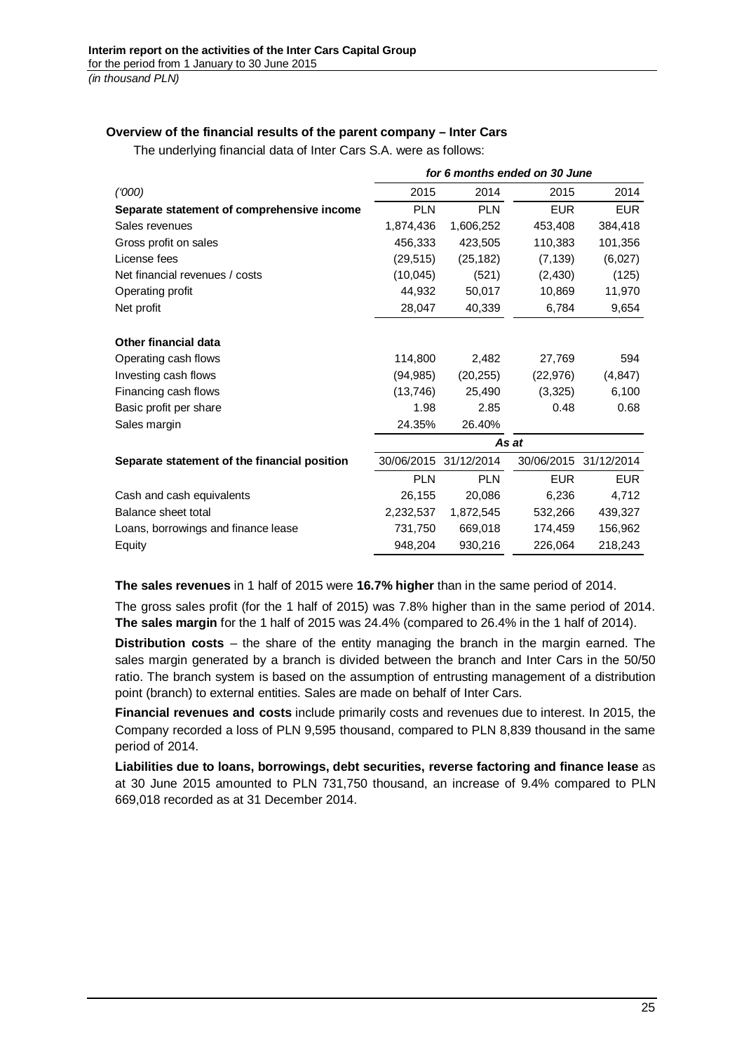### Overview of the financial results of the parent company – Inter Cars

The underlying financial data of Inter Cars S.A. were as follows:

| | *for 6 months ended on 30 June* | | | |
|---|---|---|---|---|
| *('000)* | 2015 | 2014 | 2015 | 2014 |
| **Separate statement of comprehensive income** | PLN | PLN | EUR | EUR |
| Sales revenues | 1,874,436 | 1,606,252 | 453,408 | 384,418 |
| Gross profit on sales | 456,333 | 423,505 | 110,383 | 101,356 |
| License fees | (29,515) | (25,182) | (7,139) | (6,027) |
| Net financial revenues / costs | (10,045) | (521) | (2,430) | (125) |
| Operating profit | 44,932 | 50,017 | 10,869 | 11,970 |
| Net profit | 28,047 | 40,339 | 6,784 | 9,654 |
| | | | | |
| **Other financial data** | | | | |
| Operating cash flows | 114,800 | 2,482 | 27,769 | 594 |
| Investing cash flows | (94,985) | (20,255) | (22,976) | (4,847) |
| Financing cash flows | (13,746) | 25,490 | (3,325) | 6,100 |
| Basic profit per share | 1.98 | 2.85 | 0.48 | 0.68 |
| Sales margin | 24.35% | 26.40% | | |
| | *As at* | | | |
| **Separate statement of the financial position** | 30/06/2015 | 31/12/2014 | 30/06/2015 | 31/12/2014 |
| | PLN | PLN | EUR | EUR |
| Cash and cash equivalents | 26,155 | 20,086 | 6,236 | 4,712 |
| Balance sheet total | 2,232,537 | 1,872,545 | 532,266 | 439,327 |
| Loans, borrowings and finance lease | 731,750 | 669,018 | 174,459 | 156,962 |
| Equity | 948,204 | 930,216 | 226,064 | 218,243 |

**The sales revenues** in 1 half of 2015 were **16.7% higher** than in the same period of 2014.

The gross sales profit (for the 1 half of 2015) was 7.8% higher than in the same period of 2014. **The sales margin** for the 1 half of 2015 was 24.4% (compared to 26.4% in the 1 half of 2014).

**Distribution costs** – the share of the entity managing the branch in the margin earned. The sales margin generated by a branch is divided between the branch and Inter Cars in the 50/50 ratio. The branch system is based on the assumption of entrusting management of a distribution point (branch) to external entities. Sales are made on behalf of Inter Cars.

**Financial revenues and costs** include primarily costs and revenues due to interest. In 2015, the Company recorded a loss of PLN 9,595 thousand, compared to PLN 8,839 thousand in the same period of 2014.

**Liabilities due to loans, borrowings, debt securities, reverse factoring and finance lease** as at 30 June 2015 amounted to PLN 731,750 thousand, an increase of 9.4% compared to PLN 669,018 recorded as at 31 December 2014.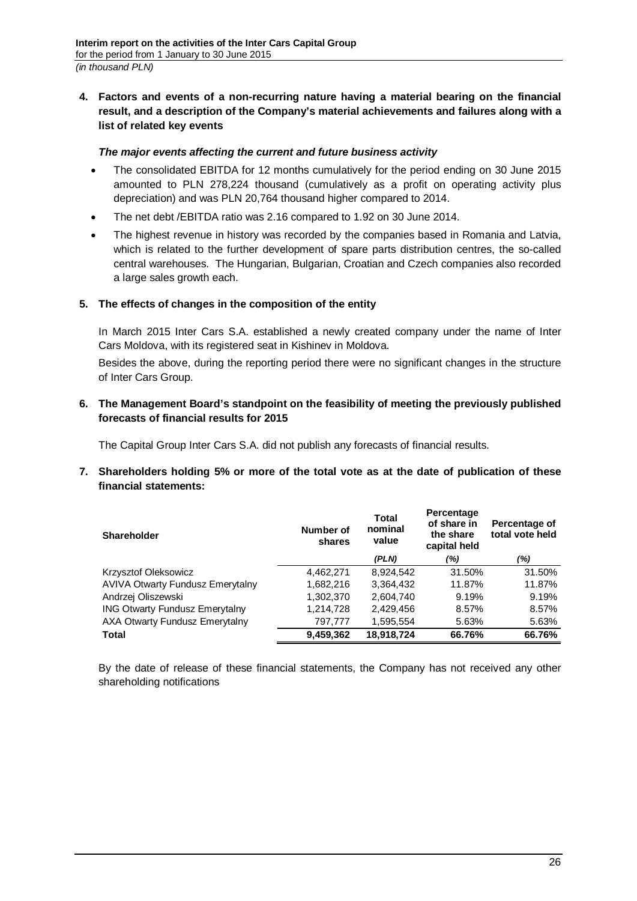## 4. Factors and events of a non-recurring nature having a material bearing on the financial result, and a description of the Company's material achievements and failures along with a list of related key events

### *The major events affecting the current and future business activity*

- The consolidated EBITDA for 12 months cumulatively for the period ending on 30 June 2015 amounted to PLN 278,224 thousand (cumulatively as a profit on operating activity plus depreciation) and was PLN 20,764 thousand higher compared to 2014.
- The net debt /EBITDA ratio was 2.16 compared to 1.92 on 30 June 2014.
- The highest revenue in history was recorded by the companies based in Romania and Latvia, which is related to the further development of spare parts distribution centres, the so-called central warehouses. The Hungarian, Bulgarian, Croatian and Czech companies also recorded a large sales growth each.

## 5. The effects of changes in the composition of the entity

In March 2015 Inter Cars S.A. established a newly created company under the name of Inter Cars Moldova, with its registered seat in Kishinev in Moldova.

Besides the above, during the reporting period there were no significant changes in the structure of Inter Cars Group.

## 6. The Management Board's standpoint on the feasibility of meeting the previously published forecasts of financial results for 2015

The Capital Group Inter Cars S.A. did not publish any forecasts of financial results.

## 7. Shareholders holding 5% or more of the total vote as at the date of publication of these financial statements:

| Shareholder | Number of shares | Total nominal value | Percentage of share in the share capital held | Percentage of total vote held |
|---|---|---|---|---|
| | | *(PLN)* | *(%)* | *(%)* |
| Krzysztof Oleksowicz | 4,462,271 | 8,924,542 | 31.50% | 31.50% |
| AVIVA Otwarty Fundusz Emerytalny | 1,682,216 | 3,364,432 | 11.87% | 11.87% |
| Andrzej Oliszewski | 1,302,370 | 2,604,740 | 9.19% | 9.19% |
| ING Otwarty Fundusz Emerytalny | 1,214,728 | 2,429,456 | 8.57% | 8.57% |
| AXA Otwarty Fundusz Emerytalny | 797,777 | 1,595,554 | 5.63% | 5.63% |
| **Total** | **9,459,362** | **18,918,724** | **66.76%** | **66.76%** |

By the date of release of these financial statements, the Company has not received any other shareholding notifications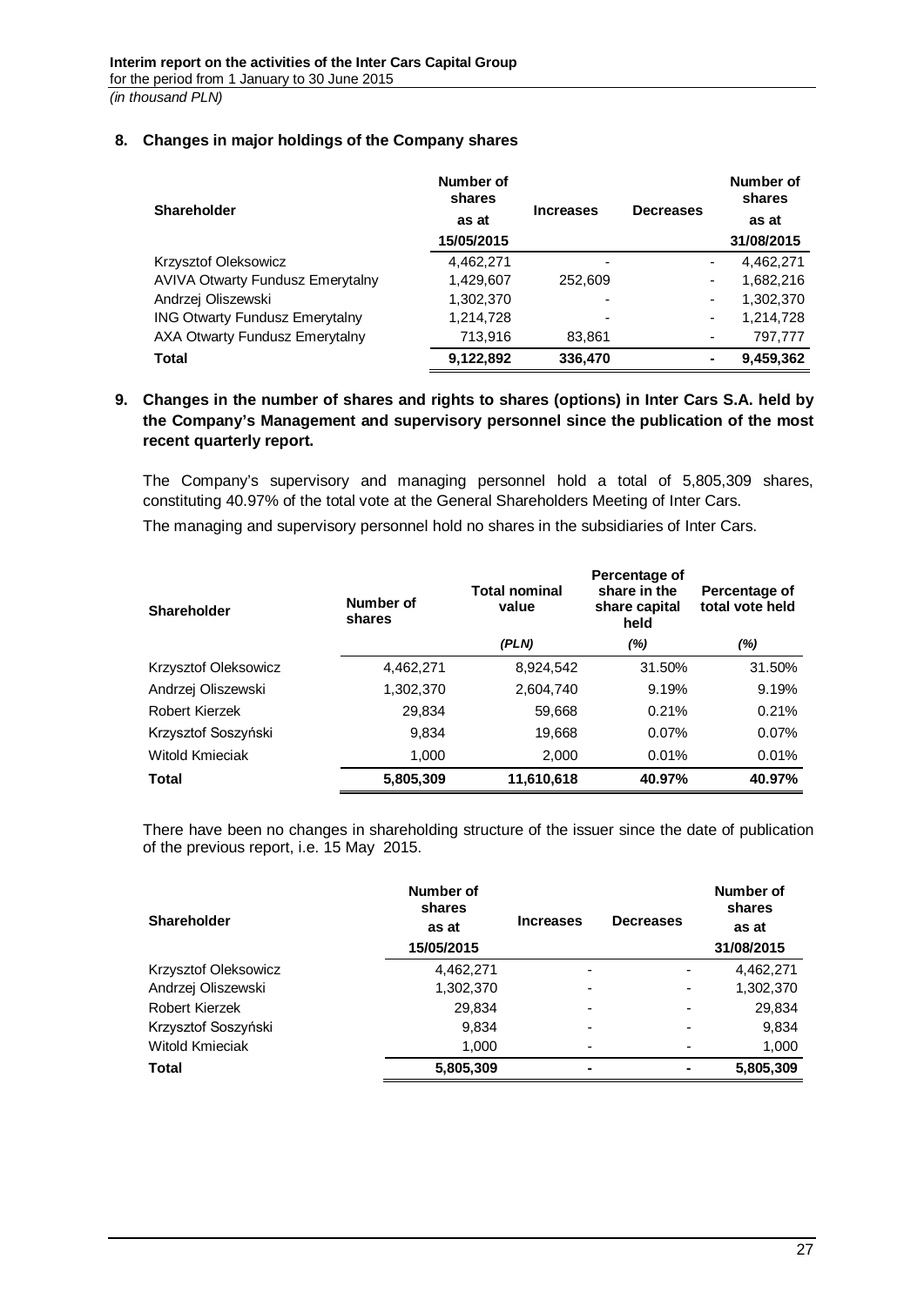## 8. Changes in major holdings of the Company shares

| Shareholder | Number of shares as at 15/05/2015 | Increases | Decreases | Number of shares as at 31/08/2015 |
|---|---|---|---|---|
| Krzysztof Oleksowicz | 4,462,271 | - | - | 4,462,271 |
| AVIVA Otwarty Fundusz Emerytalny | 1,429,607 | 252,609 | - | 1,682,216 |
| Andrzej Oliszewski | 1,302,370 | - | - | 1,302,370 |
| ING Otwarty Fundusz Emerytalny | 1,214,728 | - | - | 1,214,728 |
| AXA Otwarty Fundusz Emerytalny | 713,916 | 83,861 | - | 797,777 |
| **Total** | **9,122,892** | **336,470** | **-** | **9,459,362** |

## 9. Changes in the number of shares and rights to shares (options) in Inter Cars S.A. held by the Company's Management and supervisory personnel since the publication of the most recent quarterly report.

The Company's supervisory and managing personnel hold a total of 5,805,309 shares, constituting 40.97% of the total vote at the General Shareholders Meeting of Inter Cars.

The managing and supervisory personnel hold no shares in the subsidiaries of Inter Cars.

| Shareholder | Number of shares | Total nominal value | Percentage of share in the share capital held | Percentage of total vote held |
|---|---|---|---|---|
| | | *(PLN)* | *(%)* | *(%)* |
| Krzysztof Oleksowicz | 4,462,271 | 8,924,542 | 31.50% | 31.50% |
| Andrzej Oliszewski | 1,302,370 | 2,604,740 | 9.19% | 9.19% |
| Robert Kierzek | 29,834 | 59,668 | 0.21% | 0.21% |
| Krzysztof Soszyński | 9,834 | 19,668 | 0.07% | 0.07% |
| Witold Kmieciak | 1,000 | 2,000 | 0.01% | 0.01% |
| **Total** | **5,805,309** | **11,610,618** | **40.97%** | **40.97%** |

There have been no changes in shareholding structure of the issuer since the date of publication of the previous report, i.e. 15 May 2015.

| Shareholder | Number of shares as at 15/05/2015 | Increases | Decreases | Number of shares as at 31/08/2015 |
|---|---|---|---|---|
| Krzysztof Oleksowicz | 4,462,271 | - | - | 4,462,271 |
| Andrzej Oliszewski | 1,302,370 | - | - | 1,302,370 |
| Robert Kierzek | 29,834 | - | - | 29,834 |
| Krzysztof Soszyński | 9,834 | - | - | 9,834 |
| Witold Kmieciak | 1,000 | - | - | 1,000 |
| **Total** | **5,805,309** | **-** | **-** | **5,805,309** |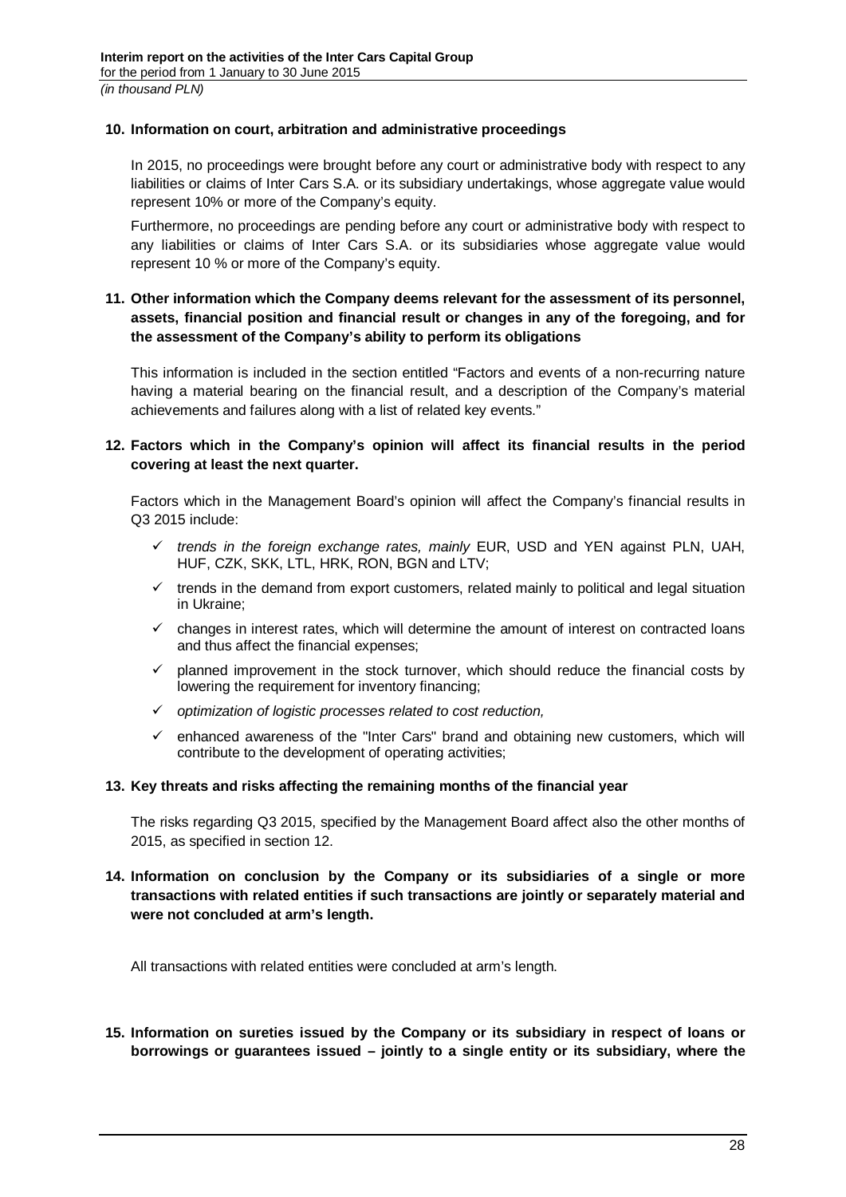**10. Information on court, arbitration and administrative proceedings**

In 2015, no proceedings were brought before any court or administrative body with respect to any liabilities or claims of Inter Cars S.A. or its subsidiary undertakings, whose aggregate value would represent 10% or more of the Company's equity.

Furthermore, no proceedings are pending before any court or administrative body with respect to any liabilities or claims of Inter Cars S.A. or its subsidiaries whose aggregate value would represent 10 % or more of the Company's equity.

**11. Other information which the Company deems relevant for the assessment of its personnel, assets, financial position and financial result or changes in any of the foregoing, and for the assessment of the Company's ability to perform its obligations**

This information is included in the section entitled "Factors and events of a non-recurring nature having a material bearing on the financial result, and a description of the Company's material achievements and failures along with a list of related key events."

**12. Factors which in the Company's opinion will affect its financial results in the period covering at least the next quarter.**

Factors which in the Management Board's opinion will affect the Company's financial results in Q3 2015 include:

- ✓ *trends in the foreign exchange rates, mainly* EUR, USD and YEN against PLN, UAH, HUF, CZK, SKK, LTL, HRK, RON, BGN and LTV;
- ✓ trends in the demand from export customers, related mainly to political and legal situation in Ukraine;
- ✓ changes in interest rates, which will determine the amount of interest on contracted loans and thus affect the financial expenses;
- ✓ planned improvement in the stock turnover, which should reduce the financial costs by lowering the requirement for inventory financing;
- ✓ *optimization of logistic processes related to cost reduction,*
- ✓ enhanced awareness of the "Inter Cars" brand and obtaining new customers, which will contribute to the development of operating activities;

**13. Key threats and risks affecting the remaining months of the financial year**

The risks regarding Q3 2015, specified by the Management Board affect also the other months of 2015, as specified in section 12.

**14. Information on conclusion by the Company or its subsidiaries of a single or more transactions with related entities if such transactions are jointly or separately material and were not concluded at arm's length.**

All transactions with related entities were concluded at arm's length.

**15. Information on sureties issued by the Company or its subsidiary in respect of loans or borrowings or guarantees issued – jointly to a single entity or its subsidiary, where the**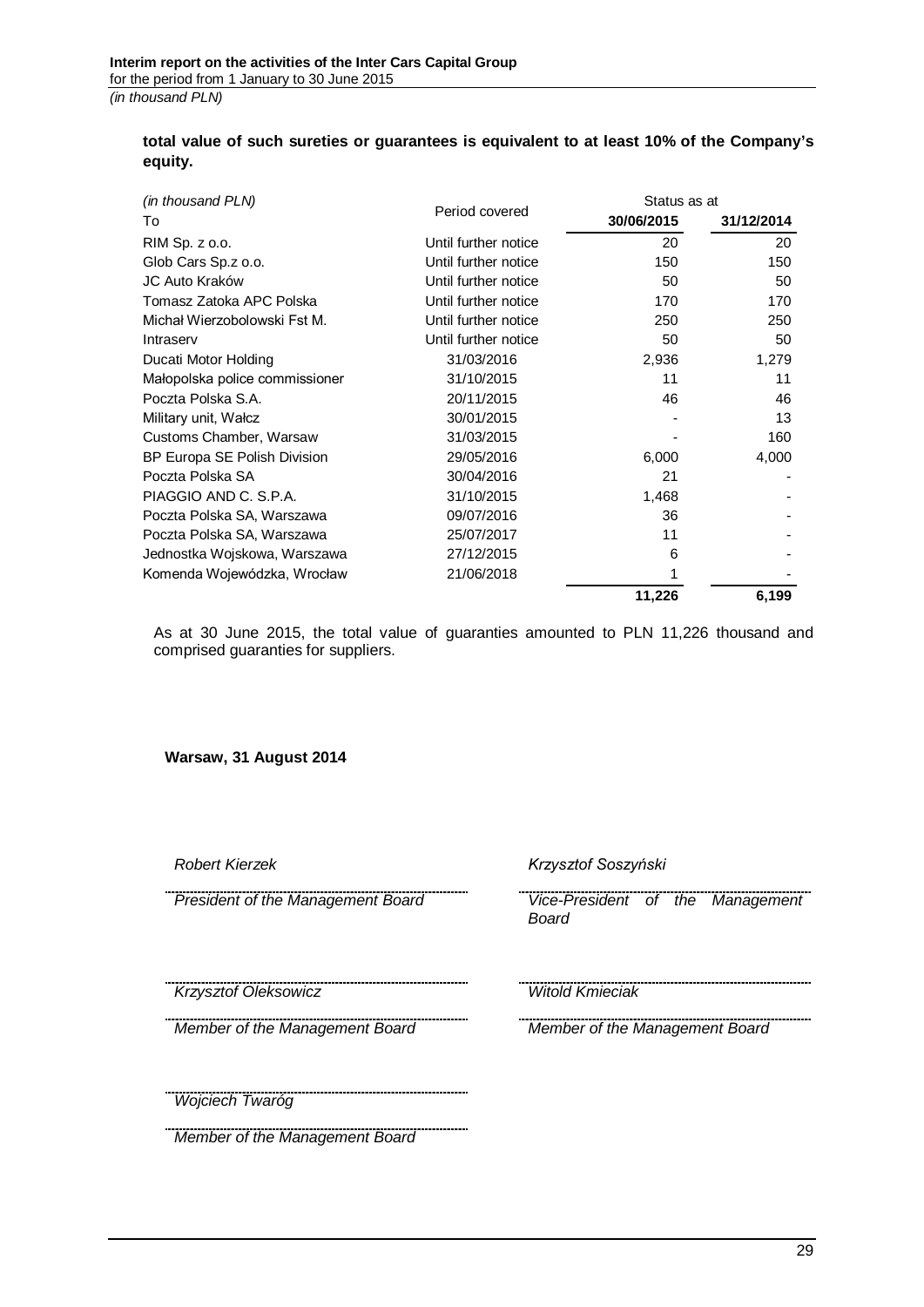**total value of such sureties or guarantees is equivalent to at least 10% of the Company's equity.**

| *(in thousand PLN)* To | Period covered | Status as at 30/06/2015 | 31/12/2014 |
|---|---|---|---|
| RIM Sp. z o.o. | Until further notice | 20 | 20 |
| Glob Cars Sp.z o.o. | Until further notice | 150 | 150 |
| JC Auto Kraków | Until further notice | 50 | 50 |
| Tomasz Zatoka APC Polska | Until further notice | 170 | 170 |
| Michał Wierzobolowski Fst M. | Until further notice | 250 | 250 |
| Intraserv | Until further notice | 50 | 50 |
| Ducati Motor Holding | 31/03/2016 | 2,936 | 1,279 |
| Małopolska police commissioner | 31/10/2015 | 11 | 11 |
| Poczta Polska S.A. | 20/11/2015 | 46 | 46 |
| Military unit, Wałcz | 30/01/2015 | - | 13 |
| Customs Chamber, Warsaw | 31/03/2015 | - | 160 |
| BP Europa SE Polish Division | 29/05/2016 | 6,000 | 4,000 |
| Poczta Polska SA | 30/04/2016 | 21 | - |
| PIAGGIO AND C. S.P.A. | 31/10/2015 | 1,468 | - |
| Poczta Polska SA, Warszawa | 09/07/2016 | 36 | - |
| Poczta Polska SA, Warszawa | 25/07/2017 | 11 | - |
| Jednostka Wojskowa, Warszawa | 27/12/2015 | 6 | - |
| Komenda Wojewódzka, Wrocław | 21/06/2018 | 1 | - |
| | | **11,226** | **6,199** |

As at 30 June 2015, the total value of guaranties amounted to PLN 11,226 thousand and comprised guaranties for suppliers.

**Warsaw, 31 August 2014**

*Robert Kierzek*
*President of the Management Board*

*Krzysztof Soszyński*
*Vice-President of the Management Board*

*Krzysztof Oleksowicz*
*Member of the Management Board*

*Witold Kmieciak*
*Member of the Management Board*

*Wojciech Twaróg*
*Member of the Management Board*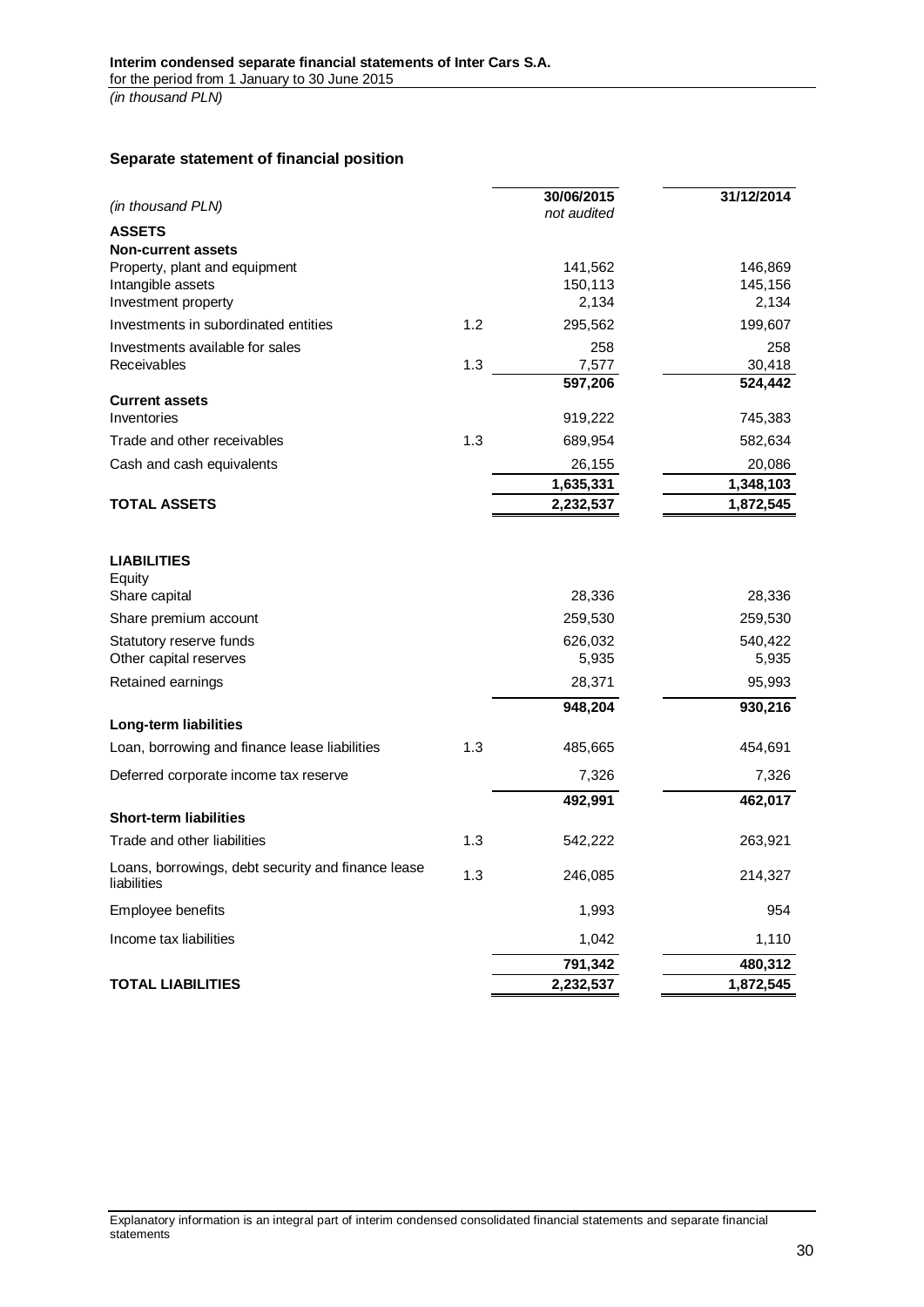## Separate statement of financial position

| *(in thousand PLN)* | | 30/06/2015 *not audited* | 31/12/2014 |
|---|---|---|---|
| **ASSETS** | | | |
| **Non-current assets** | | | |
| Property, plant and equipment | | 141,562 | 146,869 |
| Intangible assets | | 150,113 | 145,156 |
| Investment property | | 2,134 | 2,134 |
| Investments in subordinated entities | 1.2 | 295,562 | 199,607 |
| Investments available for sales | | 258 | 258 |
| Receivables | 1.3 | 7,577 | 30,418 |
| | | **597,206** | **524,442** |
| **Current assets** | | | |
| Inventories | | 919,222 | 745,383 |
| Trade and other receivables | 1.3 | 689,954 | 582,634 |
| Cash and cash equivalents | | 26,155 | 20,086 |
| | | **1,635,331** | **1,348,103** |
| **TOTAL ASSETS** | | **2,232,537** | **1,872,545** |
| | | | |
| **LIABILITIES** | | | |
| Equity | | | |
| Share capital | | 28,336 | 28,336 |
| Share premium account | | 259,530 | 259,530 |
| Statutory reserve funds | | 626,032 | 540,422 |
| Other capital reserves | | 5,935 | 5,935 |
| Retained earnings | | 28,371 | 95,993 |
| | | **948,204** | **930,216** |
| **Long-term liabilities** | | | |
| Loan, borrowing and finance lease liabilities | 1.3 | 485,665 | 454,691 |
| Deferred corporate income tax reserve | | 7,326 | 7,326 |
| | | **492,991** | **462,017** |
| **Short-term liabilities** | | | |
| Trade and other liabilities | 1.3 | 542,222 | 263,921 |
| Loans, borrowings, debt security and finance lease liabilities | 1.3 | 246,085 | 214,327 |
| Employee benefits | | 1,993 | 954 |
| Income tax liabilities | | 1,042 | 1,110 |
| | | **791,342** | **480,312** |
| **TOTAL LIABILITIES** | | **2,232,537** | **1,872,545** |

Explanatory information is an integral part of interim condensed consolidated financial statements and separate financial statements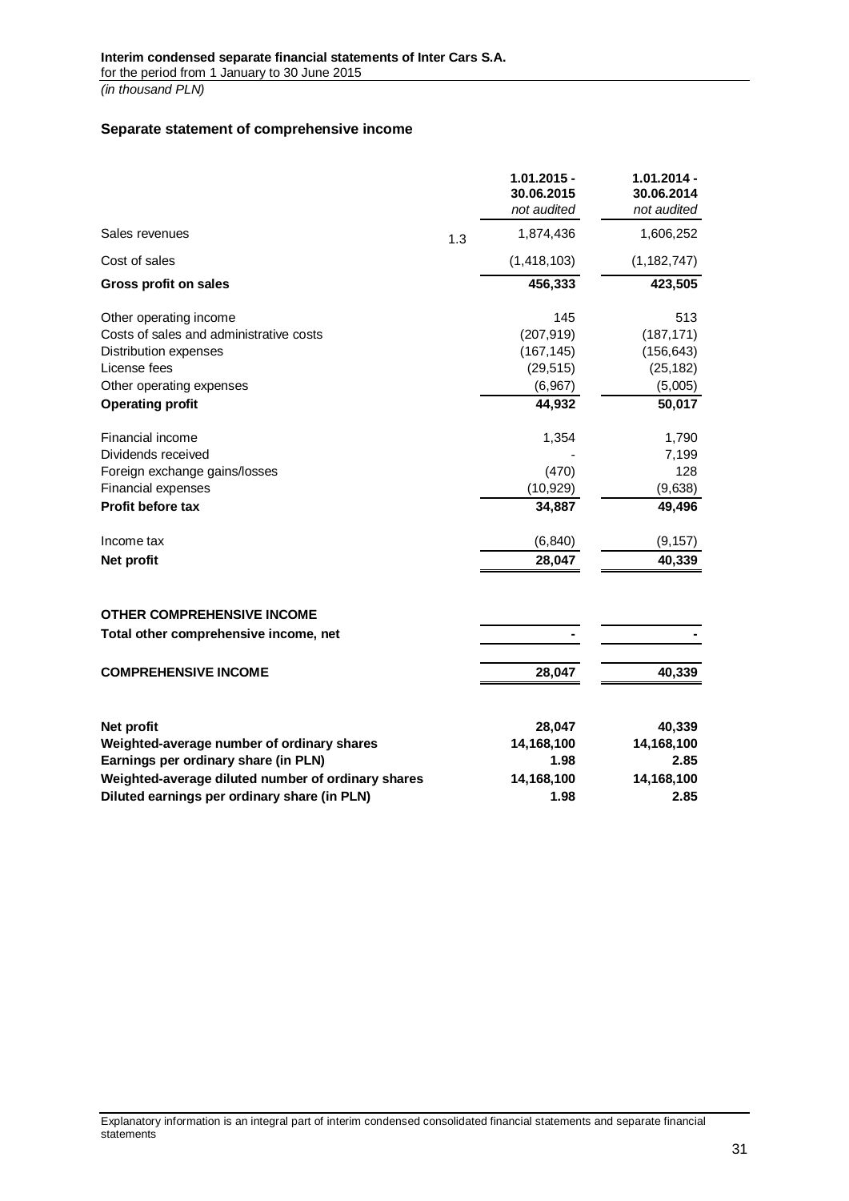**Interim condensed separate financial statements of Inter Cars S.A.**
for the period from 1 January to 30 June 2015
*(in thousand PLN)*

## Separate statement of comprehensive income

| | | 1.01.2015 - 30.06.2015 *not audited* | 1.01.2014 - 30.06.2014 *not audited* |
|---|---|---|---|
| Sales revenues | 1.3 | 1,874,436 | 1,606,252 |
| Cost of sales | | (1,418,103) | (1,182,747) |
| **Gross profit on sales** | | **456,333** | **423,505** |
| Other operating income | | 145 | 513 |
| Costs of sales and administrative costs | | (207,919) | (187,171) |
| Distribution expenses | | (167,145) | (156,643) |
| License fees | | (29,515) | (25,182) |
| Other operating expenses | | (6,967) | (5,005) |
| **Operating profit** | | **44,932** | **50,017** |
| Financial income | | 1,354 | 1,790 |
| Dividends received | | - | 7,199 |
| Foreign exchange gains/losses | | (470) | 128 |
| Financial expenses | | (10,929) | (9,638) |
| **Profit before tax** | | **34,887** | **49,496** |
| Income tax | | (6,840) | (9,157) |
| **Net profit** | | **28,047** | **40,339** |
| **OTHER COMPREHENSIVE INCOME** | | | |
| **Total other comprehensive income, net** | | **-** | **-** |
| **COMPREHENSIVE INCOME** | | **28,047** | **40,339** |
| **Net profit** | | **28,047** | **40,339** |
| **Weighted-average number of ordinary shares** | | **14,168,100** | **14,168,100** |
| **Earnings per ordinary share (in PLN)** | | **1.98** | **2.85** |
| **Weighted-average diluted number of ordinary shares** | | **14,168,100** | **14,168,100** |
| **Diluted earnings per ordinary share (in PLN)** | | **1.98** | **2.85** |

Explanatory information is an integral part of interim condensed consolidated financial statements and separate financial statements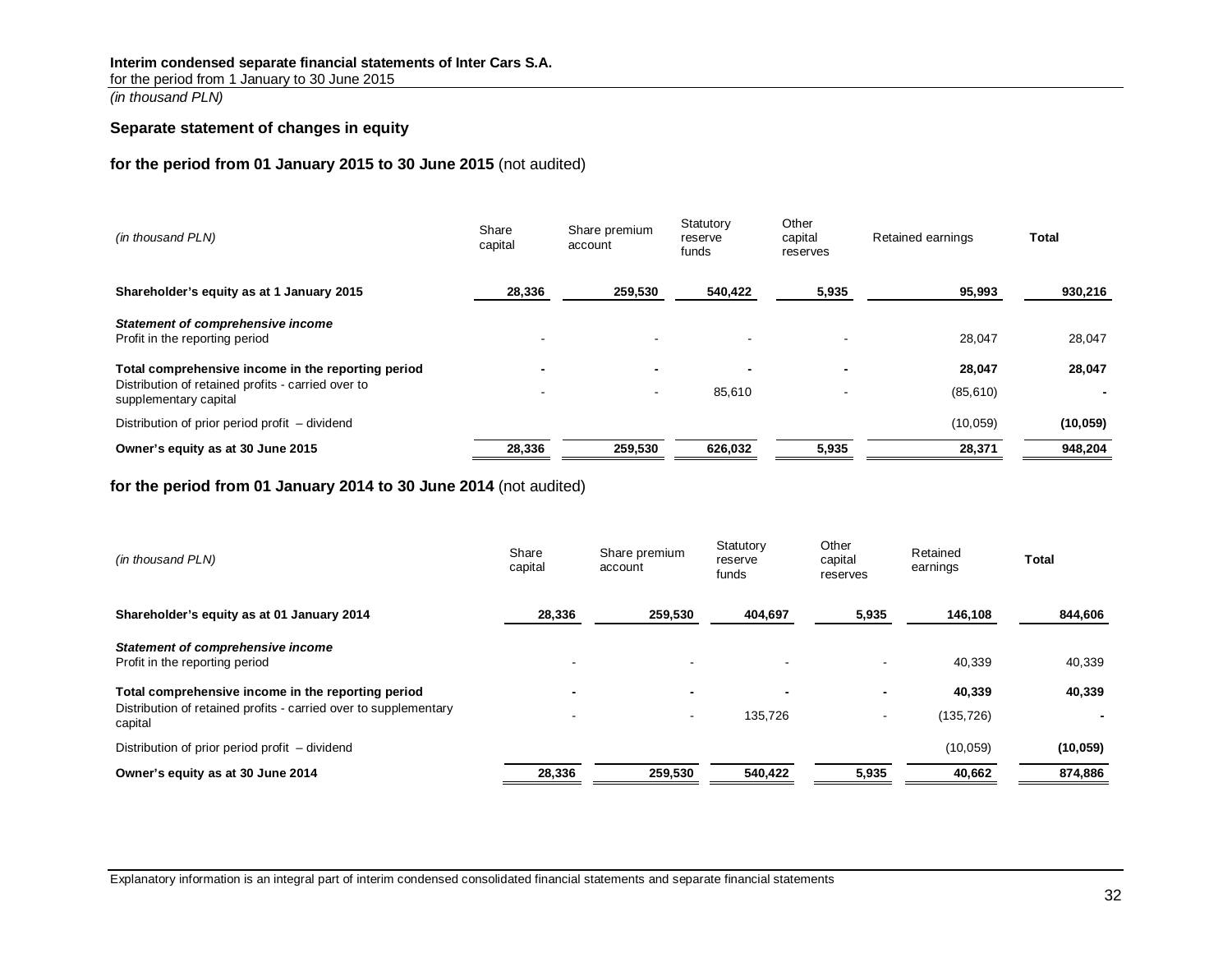**Interim condensed separate financial statements of Inter Cars S.A.**
for the period from 1 January to 30 June 2015
*(in thousand PLN)*

## Separate statement of changes in equity

### for the period from 01 January 2015 to 30 June 2015 (not audited)

| *(in thousand PLN)* | Share capital | Share premium account | Statutory reserve funds | Other capital reserves | Retained earnings | Total |
|---|---|---|---|---|---|---|
| **Shareholder's equity as at 1 January 2015** | **28,336** | **259,530** | **540,422** | **5,935** | **95,993** | **930,216** |
| ***Statement of comprehensive income*** | | | | | | |
| Profit in the reporting period | - | - | - | - | 28,047 | 28,047 |
| **Total comprehensive income in the reporting period** | **-** | **-** | **-** | **-** | **28,047** | **28,047** |
| Distribution of retained profits - carried over to supplementary capital | - | - | 85,610 | - | (85,610) | **-** |
| Distribution of prior period profit – dividend | | | | | (10,059) | **(10,059)** |
| **Owner's equity as at 30 June 2015** | **28,336** | **259,530** | **626,032** | **5,935** | **28,371** | **948,204** |

### for the period from 01 January 2014 to 30 June 2014 (not audited)

| *(in thousand PLN)* | Share capital | Share premium account | Statutory reserve funds | Other capital reserves | Retained earnings | Total |
|---|---|---|---|---|---|---|
| **Shareholder's equity as at 01 January 2014** | **28,336** | **259,530** | **404,697** | **5,935** | **146,108** | **844,606** |
| ***Statement of comprehensive income*** | | | | | | |
| Profit in the reporting period | - | - | - | - | 40,339 | 40,339 |
| **Total comprehensive income in the reporting period** | **-** | **-** | **-** | **-** | **40,339** | **40,339** |
| Distribution of retained profits - carried over to supplementary capital | - | - | 135,726 | - | (135,726) | **-** |
| Distribution of prior period profit – dividend | | | | | (10,059) | **(10,059)** |
| **Owner's equity as at 30 June 2014** | **28,336** | **259,530** | **540,422** | **5,935** | **40,662** | **874,886** |

Explanatory information is an integral part of interim condensed consolidated financial statements and separate financial statements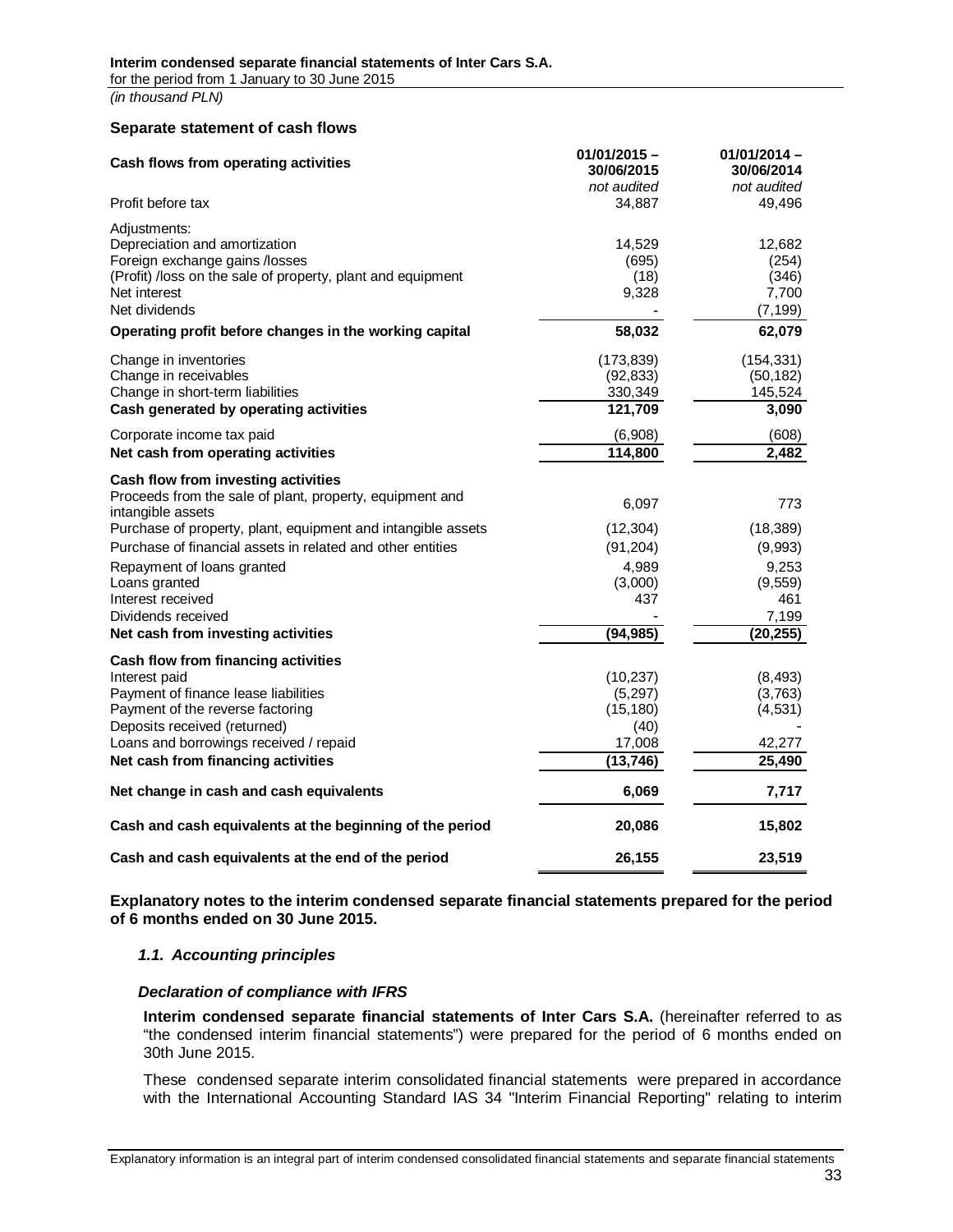**Interim condensed separate financial statements of Inter Cars S.A.**
for the period from 1 January to 30 June 2015
*(in thousand PLN)*

## Separate statement of cash flows

| Cash flows from operating activities | 01/01/2015 – 30/06/2015 *not audited* | 01/01/2014 – 30/06/2014 *not audited* |
|---|---|---|
| Profit before tax | 34,887 | 49,496 |
| Adjustments: | | |
| Depreciation and amortization | 14,529 | 12,682 |
| Foreign exchange gains /losses | (695) | (254) |
| (Profit) /loss on the sale of property, plant and equipment | (18) | (346) |
| Net interest | 9,328 | 7,700 |
| Net dividends | - | (7,199) |
| **Operating profit before changes in the working capital** | **58,032** | **62,079** |
| Change in inventories | (173,839) | (154,331) |
| Change in receivables | (92,833) | (50,182) |
| Change in short-term liabilities | 330,349 | 145,524 |
| **Cash generated by operating activities** | **121,709** | **3,090** |
| Corporate income tax paid | (6,908) | (608) |
| **Net cash from operating activities** | **114,800** | **2,482** |
| **Cash flow from investing activities** | | |
| Proceeds from the sale of plant, property, equipment and intangible assets | 6,097 | 773 |
| Purchase of property, plant, equipment and intangible assets | (12,304) | (18,389) |
| Purchase of financial assets in related and other entities | (91,204) | (9,993) |
| Repayment of loans granted | 4,989 | 9,253 |
| Loans granted | (3,000) | (9,559) |
| Interest received | 437 | 461 |
| Dividends received | - | 7,199 |
| **Net cash from investing activities** | **(94,985)** | **(20,255)** |
| **Cash flow from financing activities** | | |
| Interest paid | (10,237) | (8,493) |
| Payment of finance lease liabilities | (5,297) | (3,763) |
| Payment of the reverse factoring | (15,180) | (4,531) |
| Deposits received (returned) | (40) | - |
| Loans and borrowings received / repaid | 17,008 | 42,277 |
| **Net cash from financing activities** | **(13,746)** | **25,490** |
| **Net change in cash and cash equivalents** | **6,069** | **7,717** |
| **Cash and cash equivalents at the beginning of the period** | **20,086** | **15,802** |
| **Cash and cash equivalents at the end of the period** | **26,155** | **23,519** |

**Explanatory notes to the interim condensed separate financial statements prepared for the period of 6 months ended on 30 June 2015.**

### *1.1. Accounting principles*

#### *Declaration of compliance with IFRS*

**Interim condensed separate financial statements of Inter Cars S.A.** (hereinafter referred to as "the condensed interim financial statements") were prepared for the period of 6 months ended on 30th June 2015.

These condensed separate interim consolidated financial statements were prepared in accordance with the International Accounting Standard IAS 34 "Interim Financial Reporting" relating to interim

Explanatory information is an integral part of interim condensed consolidated financial statements and separate financial statements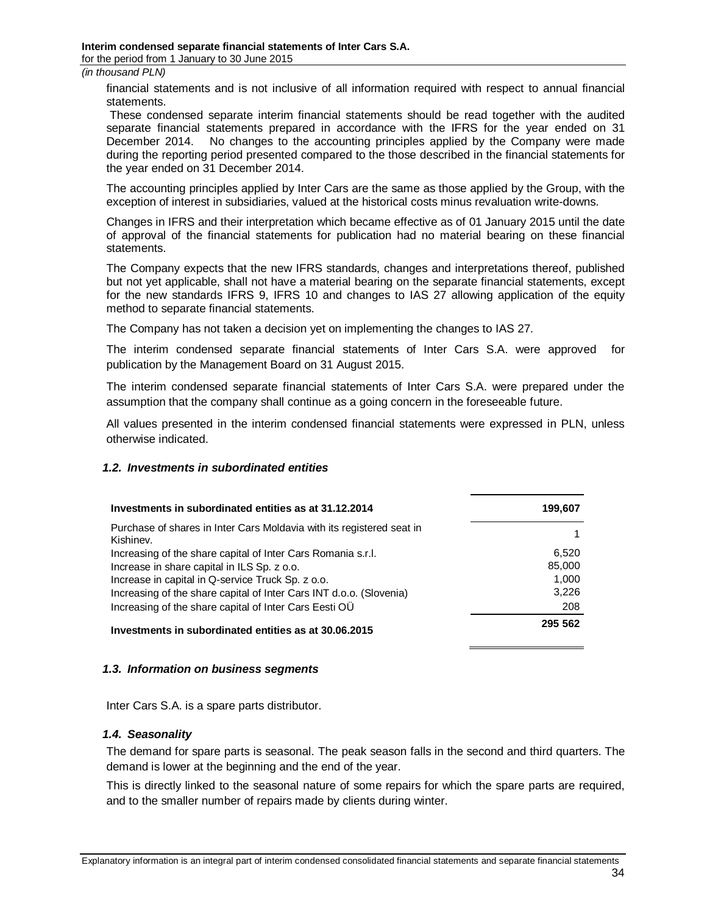financial statements and is not inclusive of all information required with respect to annual financial statements.

These condensed separate interim financial statements should be read together with the audited separate financial statements prepared in accordance with the IFRS for the year ended on 31 December 2014. No changes to the accounting principles applied by the Company were made during the reporting period presented compared to the those described in the financial statements for the year ended on 31 December 2014.

The accounting principles applied by Inter Cars are the same as those applied by the Group, with the exception of interest in subsidiaries, valued at the historical costs minus revaluation write-downs.

Changes in IFRS and their interpretation which became effective as of 01 January 2015 until the date of approval of the financial statements for publication had no material bearing on these financial statements.

The Company expects that the new IFRS standards, changes and interpretations thereof, published but not yet applicable, shall not have a material bearing on the separate financial statements, except for the new standards IFRS 9, IFRS 10 and changes to IAS 27 allowing application of the equity method to separate financial statements.

The Company has not taken a decision yet on implementing the changes to IAS 27.

The interim condensed separate financial statements of Inter Cars S.A. were approved for publication by the Management Board on 31 August 2015.

The interim condensed separate financial statements of Inter Cars S.A. were prepared under the assumption that the company shall continue as a going concern in the foreseeable future.

All values presented in the interim condensed financial statements were expressed in PLN, unless otherwise indicated.

### *1.2. Investments in subordinated entities*

| **Investments in subordinated entities as at 31.12.2014** | **199,607** |
|---|---|
| Purchase of shares in Inter Cars Moldavia with its registered seat in Kishinev. | 1 |
| Increasing of the share capital of Inter Cars Romania s.r.l. | 6,520 |
| Increase in share capital in ILS Sp. z o.o. | 85,000 |
| Increase in capital in Q-service Truck Sp. z o.o. | 1,000 |
| Increasing of the share capital of Inter Cars INT d.o.o. (Slovenia) | 3,226 |
| Increasing of the share capital of Inter Cars Eesti OÜ | 208 |
| **Investments in subordinated entities as at 30.06.2015** | **295 562** |

### *1.3. Information on business segments*

Inter Cars S.A. is a spare parts distributor.

### *1.4. Seasonality*

The demand for spare parts is seasonal. The peak season falls in the second and third quarters. The demand is lower at the beginning and the end of the year.

This is directly linked to the seasonal nature of some repairs for which the spare parts are required, and to the smaller number of repairs made by clients during winter.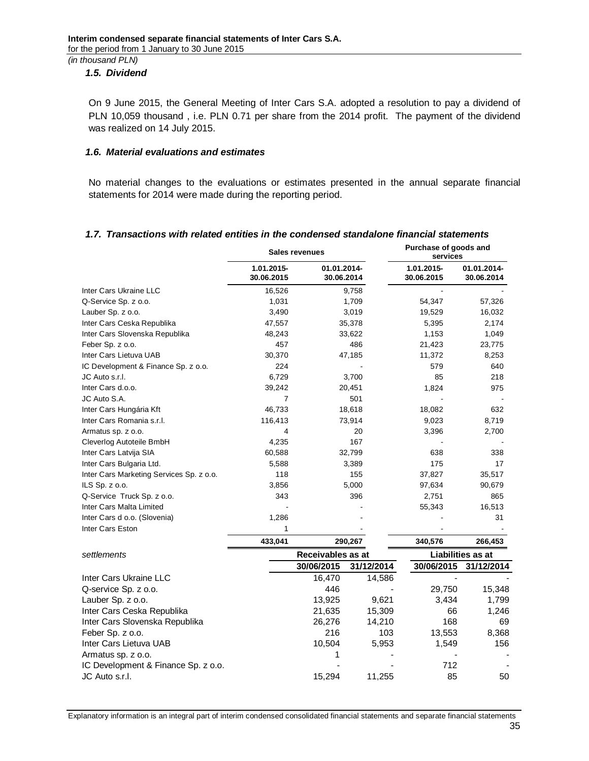### 1.5. Dividend

On 9 June 2015, the General Meeting of Inter Cars S.A. adopted a resolution to pay a dividend of PLN 10,059 thousand , i.e. PLN 0.71 per share from the 2014 profit. The payment of the dividend was realized on 14 July 2015.

### 1.6. Material evaluations and estimates

No material changes to the evaluations or estimates presented in the annual separate financial statements for 2014 were made during the reporting period.

### 1.7. Transactions with related entities in the condensed standalone financial statements

| | Sales revenues | | Purchase of goods and services | |
|---|---|---|---|---|
| | 1.01.2015-30.06.2015 | 01.01.2014-30.06.2014 | 1.01.2015-30.06.2015 | 01.01.2014-30.06.2014 |
| Inter Cars Ukraine LLC | 16,526 | 9,758 | - | - |
| Q-Service Sp. z o.o. | 1,031 | 1,709 | 54,347 | 57,326 |
| Lauber Sp. z o.o. | 3,490 | 3,019 | 19,529 | 16,032 |
| Inter Cars Ceska Republika | 47,557 | 35,378 | 5,395 | 2,174 |
| Inter Cars Slovenska Republika | 48,243 | 33,622 | 1,153 | 1,049 |
| Feber Sp. z o.o. | 457 | 486 | 21,423 | 23,775 |
| Inter Cars Lietuva UAB | 30,370 | 47,185 | 11,372 | 8,253 |
| IC Development & Finance Sp. z o.o. | 224 | - | 579 | 640 |
| JC Auto s.r.l. | 6,729 | 3,700 | 85 | 218 |
| Inter Cars d.o.o. | 39,242 | 20,451 | 1,824 | 975 |
| JC Auto S.A. | 7 | 501 | - | - |
| Inter Cars Hungária Kft | 46,733 | 18,618 | 18,082 | 632 |
| Inter Cars Romania s.r.l. | 116,413 | 73,914 | 9,023 | 8,719 |
| Armatus sp. z o.o. | 4 | 20 | 3,396 | 2,700 |
| Cleverlog Autoteile BmbH | 4,235 | 167 | - | - |
| Inter Cars Latvija SIA | 60,588 | 32,799 | 638 | 338 |
| Inter Cars Bulgaria Ltd. | 5,588 | 3,389 | 175 | 17 |
| Inter Cars Marketing Services Sp. z o.o. | 118 | 155 | 37,827 | 35,517 |
| ILS Sp. z o.o. | 3,856 | 5,000 | 97,634 | 90,679 |
| Q-Service Truck Sp. z o.o. | 343 | 396 | 2,751 | 865 |
| Inter Cars Malta Limited | - | - | 55,343 | 16,513 |
| Inter Cars d o.o. (Slovenia) | 1,286 | - | - | 31 |
| Inter Cars Eston | 1 | - | - | - |
| | **433,041** | **290,267** | **340,576** | **266,453** |

| *settlements* | Receivables as at | | Liabilities as at | |
|---|---|---|---|---|
| | 30/06/2015 | 31/12/2014 | 30/06/2015 | 31/12/2014 |
| Inter Cars Ukraine LLC | 16,470 | 14,586 | - | - |
| Q-service Sp. z o.o. | 446 | - | 29,750 | 15,348 |
| Lauber Sp. z o.o. | 13,925 | 9,621 | 3,434 | 1,799 |
| Inter Cars Ceska Republika | 21,635 | 15,309 | 66 | 1,246 |
| Inter Cars Slovenska Republika | 26,276 | 14,210 | 168 | 69 |
| Feber Sp. z o.o. | 216 | 103 | 13,553 | 8,368 |
| Inter Cars Lietuva UAB | 10,504 | 5,953 | 1,549 | 156 |
| Armatus sp. z o.o. | 1 | - | - | - |
| IC Development & Finance Sp. z o.o. | - | - | 712 | - |
| JC Auto s.r.l. | 15,294 | 11,255 | 85 | 50 |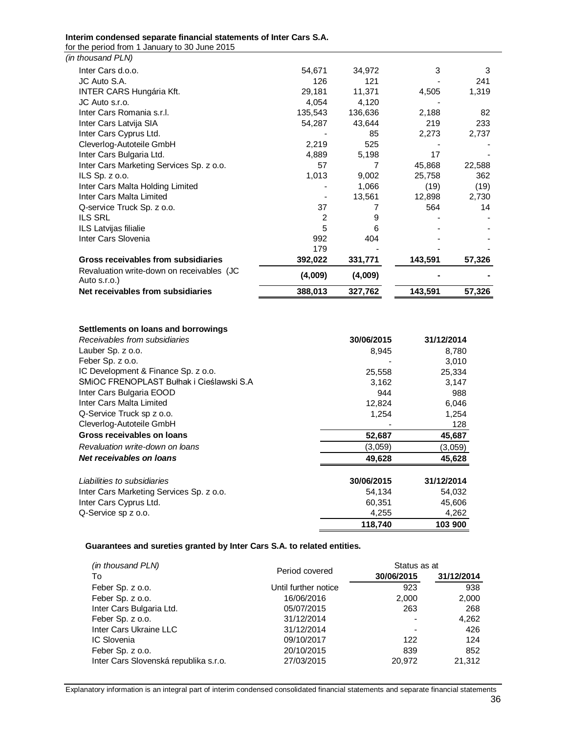(in thousand PLN)

| | | | | |
|---|---|---|---|---|
| Inter Cars d.o.o. | 54,671 | 34,972 | 3 | 3 |
| JC Auto S.A. | 126 | 121 | - | 241 |
| INTER CARS Hungária Kft. | 29,181 | 11,371 | 4,505 | 1,319 |
| JC Auto s.r.o. | 4,054 | 4,120 | - | |
| Inter Cars Romania s.r.l. | 135,543 | 136,636 | 2,188 | 82 |
| Inter Cars Latvija SIA | 54,287 | 43,644 | 219 | 233 |
| Inter Cars Cyprus Ltd. | - | 85 | 2,273 | 2,737 |
| Cleverlog-Autoteile GmbH | 2,219 | 525 | - | - |
| Inter Cars Bulgaria Ltd. | 4,889 | 5,198 | 17 | - |
| Inter Cars Marketing Services Sp. z o.o. | 57 | 7 | 45,868 | 22,588 |
| ILS Sp. z o.o. | 1,013 | 9,002 | 25,758 | 362 |
| Inter Cars Malta Holding Limited | - | 1,066 | (19) | (19) |
| Inter Cars Malta Limited | - | 13,561 | 12,898 | 2,730 |
| Q-service Truck Sp. z o.o. | 37 | 7 | 564 | 14 |
| ILS SRL | 2 | 9 | - | - |
| ILS Latvijas filialie | 5 | 6 | - | - |
| Inter Cars Slovenia | 992 | 404 | - | - |
| | 179 | - | - | - |
| **Gross receivables from subsidiaries** | **392,022** | **331,771** | **143,591** | **57,326** |
| Revaluation write-down on receivables (JC Auto s.r.o.) | **(4,009)** | **(4,009)** | **-** | **-** |
| **Net receivables from subsidiaries** | **388,013** | **327,762** | **143,591** | **57,326** |

**Settlements on loans and borrowings**

| *Receivables from subsidiaries* | **30/06/2015** | **31/12/2014** |
|---|---|---|
| Lauber Sp. z o.o. | 8,945 | 8,780 |
| Feber Sp. z o.o. | - | 3,010 |
| IC Development & Finance Sp. z o.o. | 25,558 | 25,334 |
| SMiOC FRENOPLAST Bułhak i Cieślawski S.A | 3,162 | 3,147 |
| Inter Cars Bulgaria EOOD | 944 | 988 |
| Inter Cars Malta Limited | 12,824 | 6,046 |
| Q-Service Truck sp z o.o. | 1,254 | 1,254 |
| Cleverlog-Autoteile GmbH | - | 128 |
| **Gross receivables on loans** | **52,687** | **45,687** |
| *Revaluation write-down on loans* | (3,059) | (3,059) |
| ***Net receivables on loans*** | **49,628** | **45,628** |

| *Liabilities to subsidiaries* | **30/06/2015** | **31/12/2014** |
|---|---|---|
| Inter Cars Marketing Services Sp. z o.o. | 54,134 | 54,032 |
| Inter Cars Cyprus Ltd. | 60,351 | 45,606 |
| Q-Service sp z o.o. | 4,255 | 4,262 |
| | **118,740** | **103 900** |

**Guarantees and sureties granted by Inter Cars S.A. to related entities.**

| *(in thousand PLN)* To | Period covered | Status as at 30/06/2015 | 31/12/2014 |
|---|---|---|---|
| Feber Sp. z o.o. | Until further notice | 923 | 938 |
| Feber Sp. z o.o. | 16/06/2016 | 2,000 | 2,000 |
| Inter Cars Bulgaria Ltd. | 05/07/2015 | 263 | 268 |
| Feber Sp. z o.o. | 31/12/2014 | - | 4,262 |
| Inter Cars Ukraine LLC | 31/12/2014 | - | 426 |
| IC Slovenia | 09/10/2017 | 122 | 124 |
| Feber Sp. z o.o. | 20/10/2015 | 839 | 852 |
| Inter Cars Slovenská republika s.r.o. | 27/03/2015 | 20,972 | 21,312 |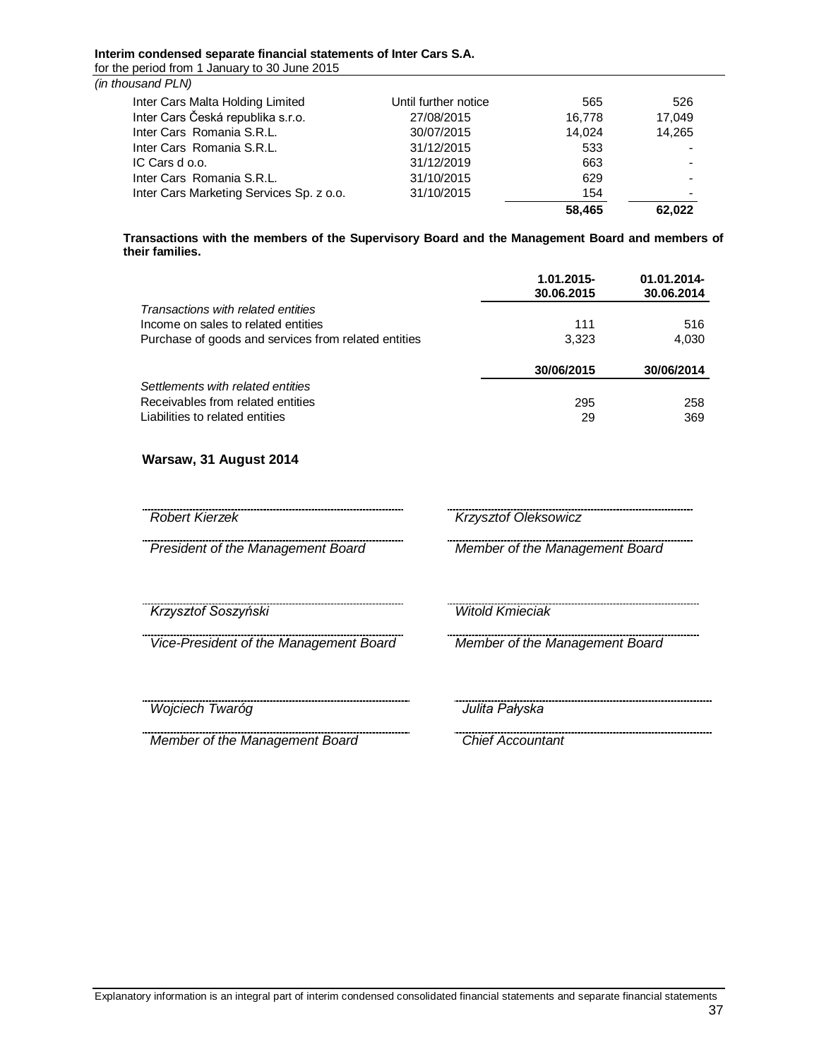*(in thousand PLN)*

| | | | |
|---|---|---|---|
| Inter Cars Malta Holding Limited | Until further notice | 565 | 526 |
| Inter Cars Česká republika s.r.o. | 27/08/2015 | 16,778 | 17,049 |
| Inter Cars Romania S.R.L. | 30/07/2015 | 14,024 | 14,265 |
| Inter Cars Romania S.R.L. | 31/12/2015 | 533 | - |
| IC Cars d o.o. | 31/12/2019 | 663 | - |
| Inter Cars Romania S.R.L. | 31/10/2015 | 629 | - |
| Inter Cars Marketing Services Sp. z o.o. | 31/10/2015 | 154 | - |
| | | **58,465** | **62,022** |

**Transactions with the members of the Supervisory Board and the Management Board and members of their families.**

| | 1.01.2015-30.06.2015 | 01.01.2014-30.06.2014 |
|---|---|---|
| *Transactions with related entities* | | |
| Income on sales to related entities | 111 | 516 |
| Purchase of goods and services from related entities | 3,323 | 4,030 |
| | **30/06/2015** | **30/06/2014** |
| *Settlements with related entities* | | |
| Receivables from related entities | 295 | 258 |
| Liabilities to related entities | 29 | 369 |

**Warsaw, 31 August 2014**

*Robert Kierzek*
*President of the Management Board*

*Krzysztof Oleksowicz*
*Member of the Management Board*

*Krzysztof Soszyński*
*Vice-President of the Management Board*

*Witold Kmieciak*
*Member of the Management Board*

*Wojciech Twaróg*
*Member of the Management Board*

*Julita Pałyska*
*Chief Accountant*

Explanatory information is an integral part of interim condensed consolidated financial statements and separate financial statements